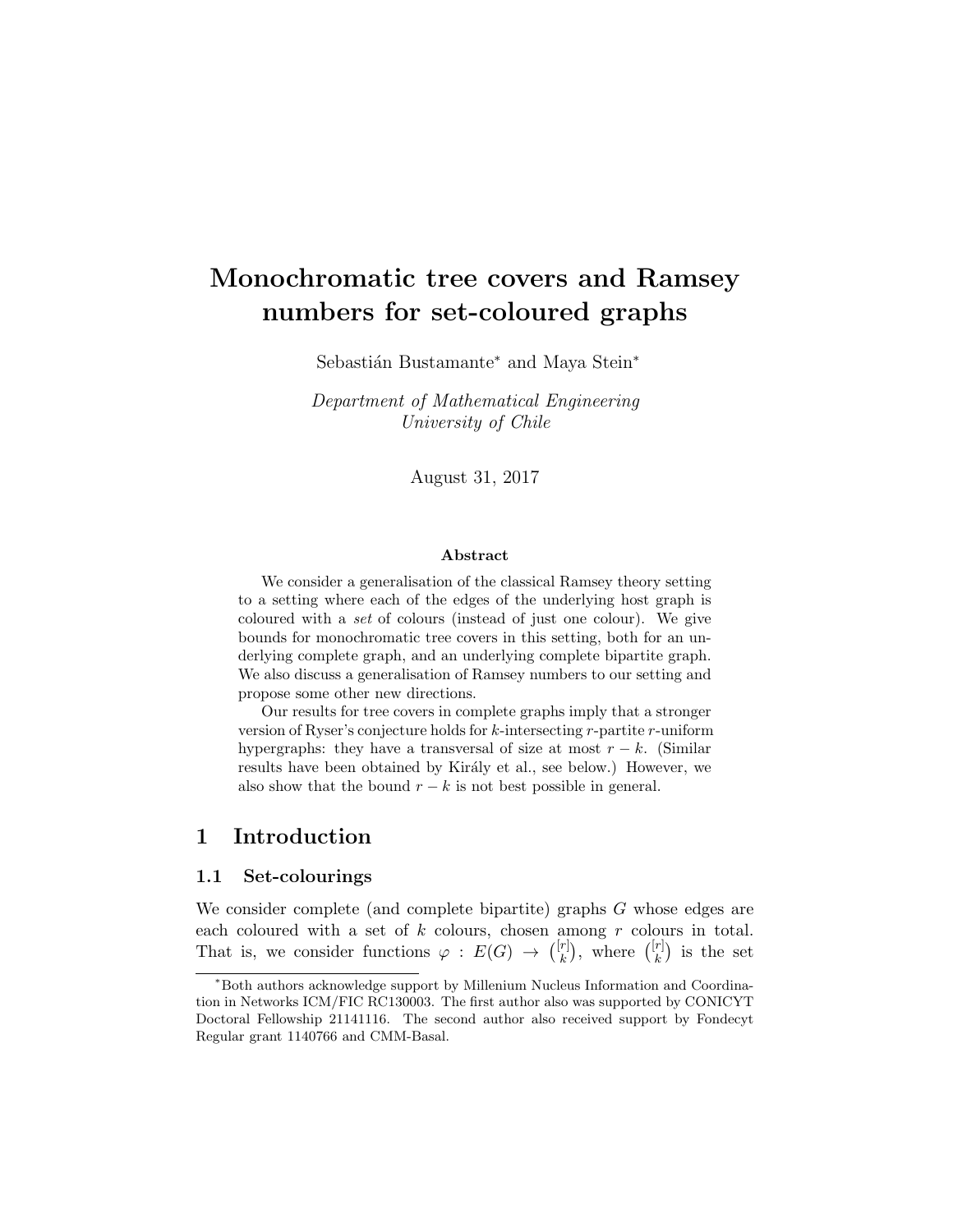# Monochromatic tree covers and Ramsey numbers for set-coloured graphs

Sebastián Bustamante* and Maya Stein*

*Department of Mathematical Engineering*
*University of Chile*

August 31, 2017

### Abstract

We consider a generalisation of the classical Ramsey theory setting to a setting where each of the edges of the underlying host graph is coloured with a *set* of colours (instead of just one colour). We give bounds for monochromatic tree covers in this setting, both for an underlying complete graph, and an underlying complete bipartite graph. We also discuss a generalisation of Ramsey numbers to our setting and propose some other new directions.

Our results for tree covers in complete graphs imply that a stronger version of Ryser's conjecture holds for $k$-intersecting $r$-partite $r$-uniform hypergraphs: they have a transversal of size at most $r-k$. (Similar results have been obtained by Király et al., see below.) However, we also show that the bound $r-k$ is not best possible in general.

## 1 Introduction

### 1.1 Set-colourings

We consider complete (and complete bipartite) graphs $G$ whose edges are each coloured with a set of $k$ colours, chosen among $r$ colours in total. That is, we consider functions $\varphi : E(G) \to \binom{[r]}{k}$, where $\binom{[r]}{k}$ is the set

*Both authors acknowledge support by Millenium Nucleus Information and Coordination in Networks ICM/FIC RC130003. The first author also was supported by CONICYT Doctoral Fellowship 21141116. The second author also received support by Fondecyt Regular grant 1140766 and CMM-Basal.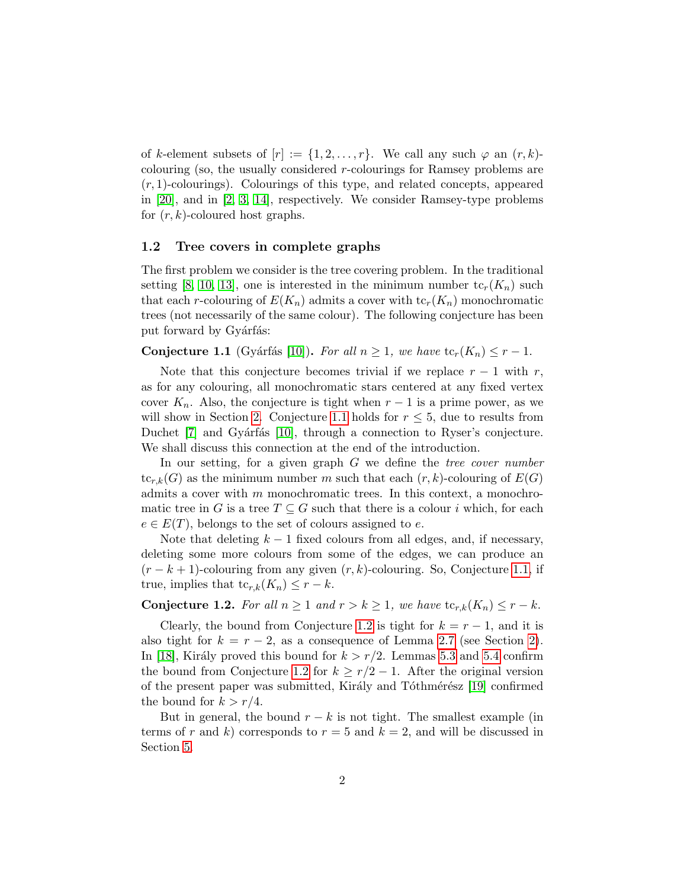of $k$-element subsets of $[r] := \{1, 2, \dots, r\}$. We call any such $\varphi$ an $(r, k)$-colouring (so, the usually considered $r$-colourings for Ramsey problems are $(r, 1)$-colourings). Colourings of this type, and related concepts, appeared in [20], and in [2, 3, 14], respectively. We consider Ramsey-type problems for $(r, k)$-coloured host graphs.

### 1.2 Tree covers in complete graphs

The first problem we consider is the tree covering problem. In the traditional setting [8, 10, 13], one is interested in the minimum number $\mathrm{tc}_r(K_n)$ such that each $r$-colouring of $E(K_n)$ admits a cover with $\mathrm{tc}_r(K_n)$ monochromatic trees (not necessarily of the same colour). The following conjecture has been put forward by Gyárfás:

**Conjecture 1.1** (Gyárfás [10]). *For all $n \geq 1$, we have $\mathrm{tc}_r(K_n) \leq r - 1$.*

Note that this conjecture becomes trivial if we replace $r - 1$ with $r$, as for any colouring, all monochromatic stars centered at any fixed vertex cover $K_n$. Also, the conjecture is tight when $r - 1$ is a prime power, as we will show in Section 2. Conjecture 1.1 holds for $r \leq 5$, due to results from Duchet [7] and Gyárfás [10], through a connection to Ryser's conjecture. We shall discuss this connection at the end of the introduction.

In our setting, for a given graph $G$ we define the *tree cover number* $\mathrm{tc}_{r,k}(G)$ as the minimum number $m$ such that each $(r, k)$-colouring of $E(G)$ admits a cover with $m$ monochromatic trees. In this context, a monochromatic tree in $G$ is a tree $T \subseteq G$ such that there is a colour $i$ which, for each $e \in E(T)$, belongs to the set of colours assigned to $e$.

Note that deleting $k - 1$ fixed colours from all edges, and, if necessary, deleting some more colours from some of the edges, we can produce an $(r - k + 1)$-colouring from any given $(r, k)$-colouring. So, Conjecture 1.1, if true, implies that $\mathrm{tc}_{r,k}(K_n) \leq r - k$.

**Conjecture 1.2.** *For all $n \geq 1$ and $r > k \geq 1$, we have $\mathrm{tc}_{r,k}(K_n) \leq r - k$.*

Clearly, the bound from Conjecture 1.2 is tight for $k = r - 1$, and it is also tight for $k = r - 2$, as a consequence of Lemma 2.7 (see Section 2). In [18], Király proved this bound for $k > r/2$. Lemmas 5.3 and 5.4 confirm the bound from Conjecture 1.2 for $k \geq r/2 - 1$. After the original version of the present paper was submitted, Király and Tóthmérész [19] confirmed the bound for $k > r/4$.

But in general, the bound $r - k$ is not tight. The smallest example (in terms of $r$ and $k$) corresponds to $r = 5$ and $k = 2$, and will be discussed in Section 5.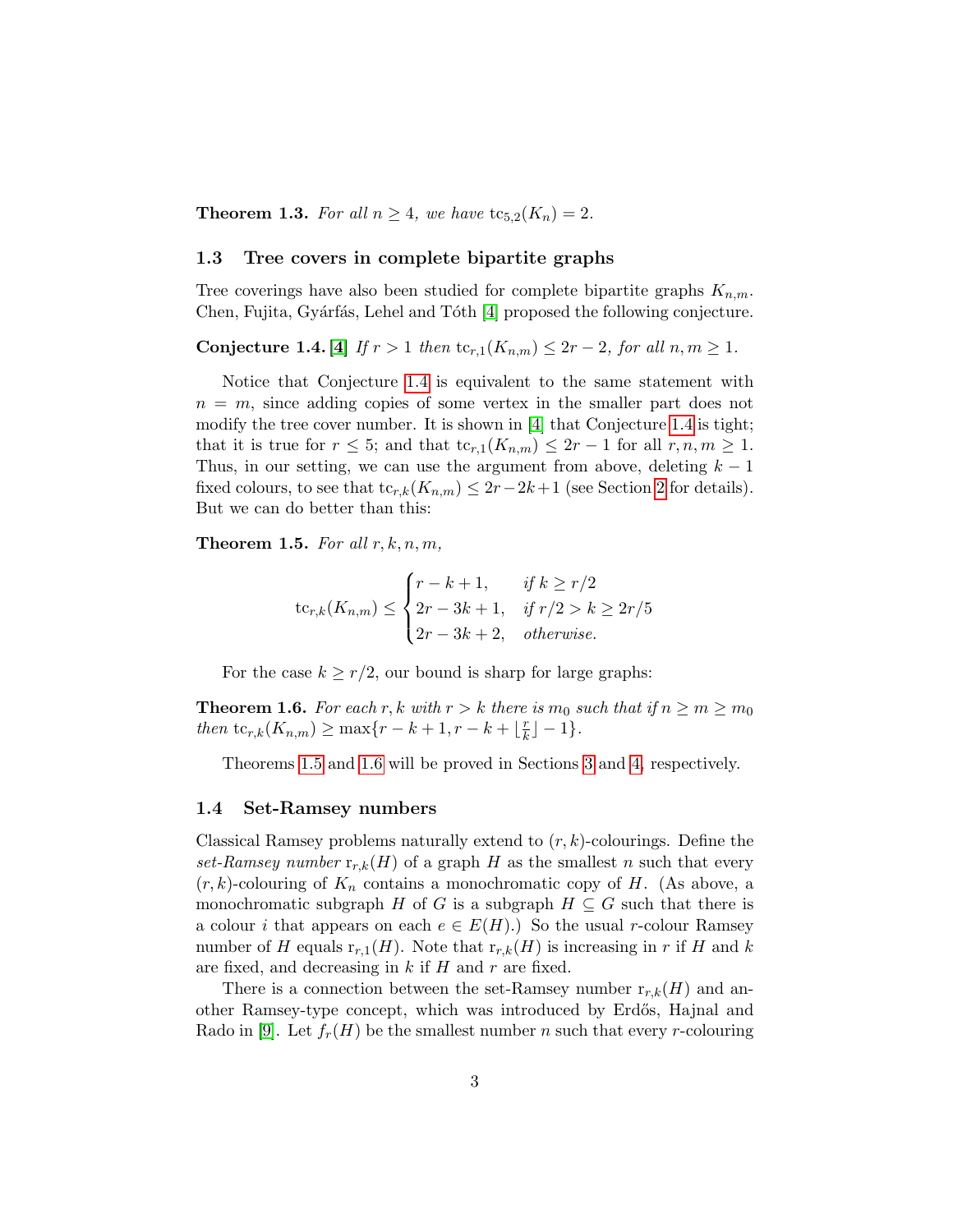**Theorem 1.3.** *For all $n \geq 4$, we have $\mathrm{tc}_{5,2}(K_n) = 2$.*

### 1.3 Tree covers in complete bipartite graphs

Tree coverings have also been studied for complete bipartite graphs $K_{n,m}$. Chen, Fujita, Gyárfás, Lehel and Tóth [4] proposed the following conjecture.

**Conjecture 1.4.** [4] *If $r > 1$ then $\mathrm{tc}_{r,1}(K_{n,m}) \leq 2r - 2$, for all $n, m \geq 1$.*

Notice that Conjecture 1.4 is equivalent to the same statement with $n = m$, since adding copies of some vertex in the smaller part does not modify the tree cover number. It is shown in [4] that Conjecture 1.4 is tight; that it is true for $r \leq 5$; and that $\mathrm{tc}_{r,1}(K_{n,m}) \leq 2r - 1$ for all $r, n, m \geq 1$. Thus, in our setting, we can use the argument from above, deleting $k - 1$ fixed colours, to see that $\mathrm{tc}_{r,k}(K_{n,m}) \leq 2r - 2k + 1$ (see Section 2 for details). But we can do better than this:

**Theorem 1.5.** *For all $r, k, n, m$,*

$$\mathrm{tc}_{r,k}(K_{n,m}) \leq \begin{cases} r - k + 1, & \text{if } k \geq r/2 \\ 2r - 3k + 1, & \text{if } r/2 > k \geq 2r/5 \\ 2r - 3k + 2, & \text{otherwise.} \end{cases}$$

For the case $k \geq r/2$, our bound is sharp for large graphs:

**Theorem 1.6.** *For each $r, k$ with $r > k$ there is $m_0$ such that if $n \geq m \geq m_0$ then $\mathrm{tc}_{r,k}(K_{n,m}) \geq \max\{r - k + 1, r - k + \lfloor \frac{r}{k} \rfloor - 1\}$.*

Theorems 1.5 and 1.6 will be proved in Sections 3 and 4, respectively.

### 1.4 Set-Ramsey numbers

Classical Ramsey problems naturally extend to $(r, k)$-colourings. Define the *set-Ramsey number* $\mathrm{r}_{r,k}(H)$ of a graph $H$ as the smallest $n$ such that every $(r, k)$-colouring of $K_n$ contains a monochromatic copy of $H$. (As above, a monochromatic subgraph $H$ of $G$ is a subgraph $H \subseteq G$ such that there is a colour $i$ that appears on each $e \in E(H)$.) So the usual $r$-colour Ramsey number of $H$ equals $\mathrm{r}_{r,1}(H)$. Note that $\mathrm{r}_{r,k}(H)$ is increasing in $r$ if $H$ and $k$ are fixed, and decreasing in $k$ if $H$ and $r$ are fixed.

There is a connection between the set-Ramsey number $\mathrm{r}_{r,k}(H)$ and another Ramsey-type concept, which was introduced by Erdős, Hajnal and Rado in [9]. Let $f_r(H)$ be the smallest number $n$ such that every $r$-colouring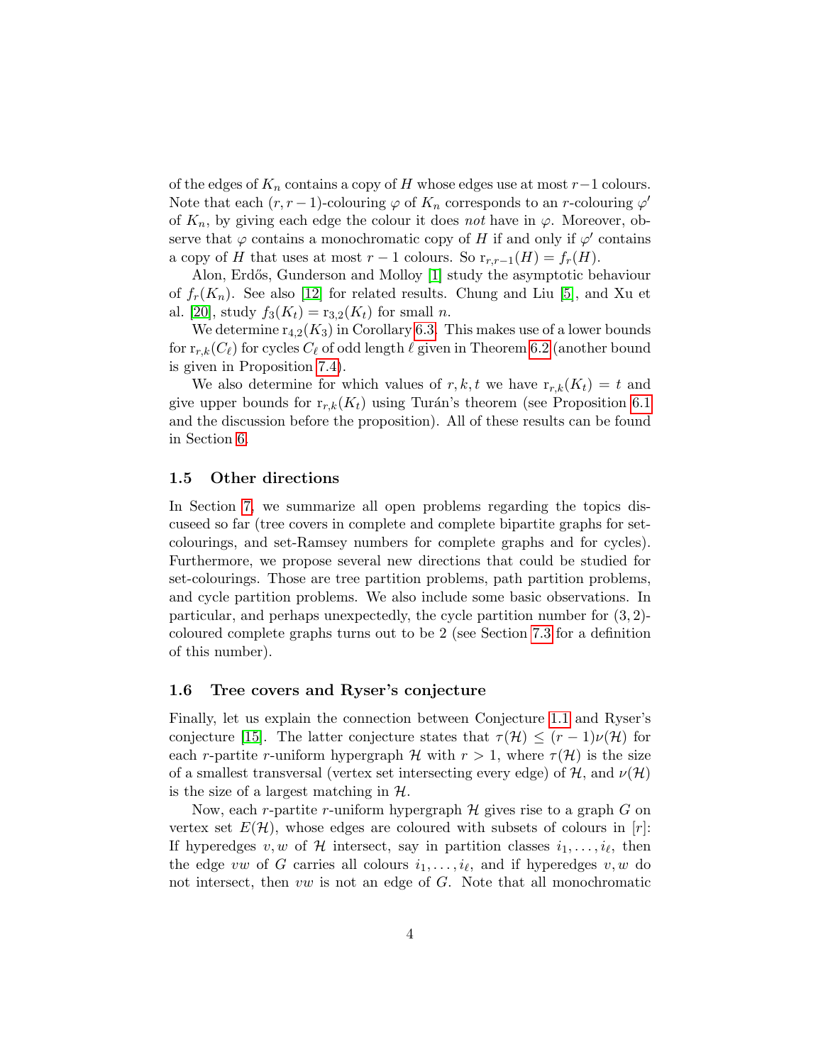of the edges of $K_n$ contains a copy of $H$ whose edges use at most $r-1$ colours. Note that each $(r, r-1)$-colouring $\varphi$ of $K_n$ corresponds to an $r$-colouring $\varphi'$ of $K_n$, by giving each edge the colour it does *not* have in $\varphi$. Moreover, observe that $\varphi$ contains a monochromatic copy of $H$ if and only if $\varphi'$ contains a copy of $H$ that uses at most $r-1$ colours. So $\mathrm{r}_{r,r-1}(H) = f_r(H)$.

Alon, Erdős, Gunderson and Molloy [1] study the asymptotic behaviour of $f_r(K_n)$. See also [12] for related results. Chung and Liu [5], and Xu et al. [20], study $f_3(K_t) = \mathrm{r}_{3,2}(K_t)$ for small $n$.

We determine $\mathrm{r}_{4,2}(K_3)$ in Corollary 6.3. This makes use of a lower bounds for $\mathrm{r}_{r,k}(C_\ell)$ for cycles $C_\ell$ of odd length $\ell$ given in Theorem 6.2 (another bound is given in Proposition 7.4).

We also determine for which values of $r, k, t$ we have $\mathrm{r}_{r,k}(K_t) = t$ and give upper bounds for $\mathrm{r}_{r,k}(K_t)$ using Turán's theorem (see Proposition 6.1 and the discussion before the proposition). All of these results can be found in Section 6.

### 1.5 Other directions

In Section 7, we summarize all open problems regarding the topics discuseed so far (tree covers in complete and complete bipartite graphs for set-colourings, and set-Ramsey numbers for complete graphs and for cycles). Furthermore, we propose several new directions that could be studied for set-colourings. Those are tree partition problems, path partition problems, and cycle partition problems. We also include some basic observations. In particular, and perhaps unexpectedly, the cycle partition number for $(3, 2)$-coloured complete graphs turns out to be 2 (see Section 7.3 for a definition of this number).

### 1.6 Tree covers and Ryser's conjecture

Finally, let us explain the connection between Conjecture 1.1 and Ryser's conjecture [15]. The latter conjecture states that $\tau(\mathcal{H}) \leq (r-1)\nu(\mathcal{H})$ for each $r$-partite $r$-uniform hypergraph $\mathcal{H}$ with $r > 1$, where $\tau(\mathcal{H})$ is the size of a smallest transversal (vertex set intersecting every edge) of $\mathcal{H}$, and $\nu(\mathcal{H})$ is the size of a largest matching in $\mathcal{H}$.

Now, each $r$-partite $r$-uniform hypergraph $\mathcal{H}$ gives rise to a graph $G$ on vertex set $E(\mathcal{H})$, whose edges are coloured with subsets of colours in $[r]$: If hyperedges $v, w$ of $\mathcal{H}$ intersect, say in partition classes $i_1, \ldots, i_\ell$, then the edge $vw$ of $G$ carries all colours $i_1, \ldots, i_\ell$, and if hyperedges $v, w$ do not intersect, then $vw$ is not an edge of $G$. Note that all monochromatic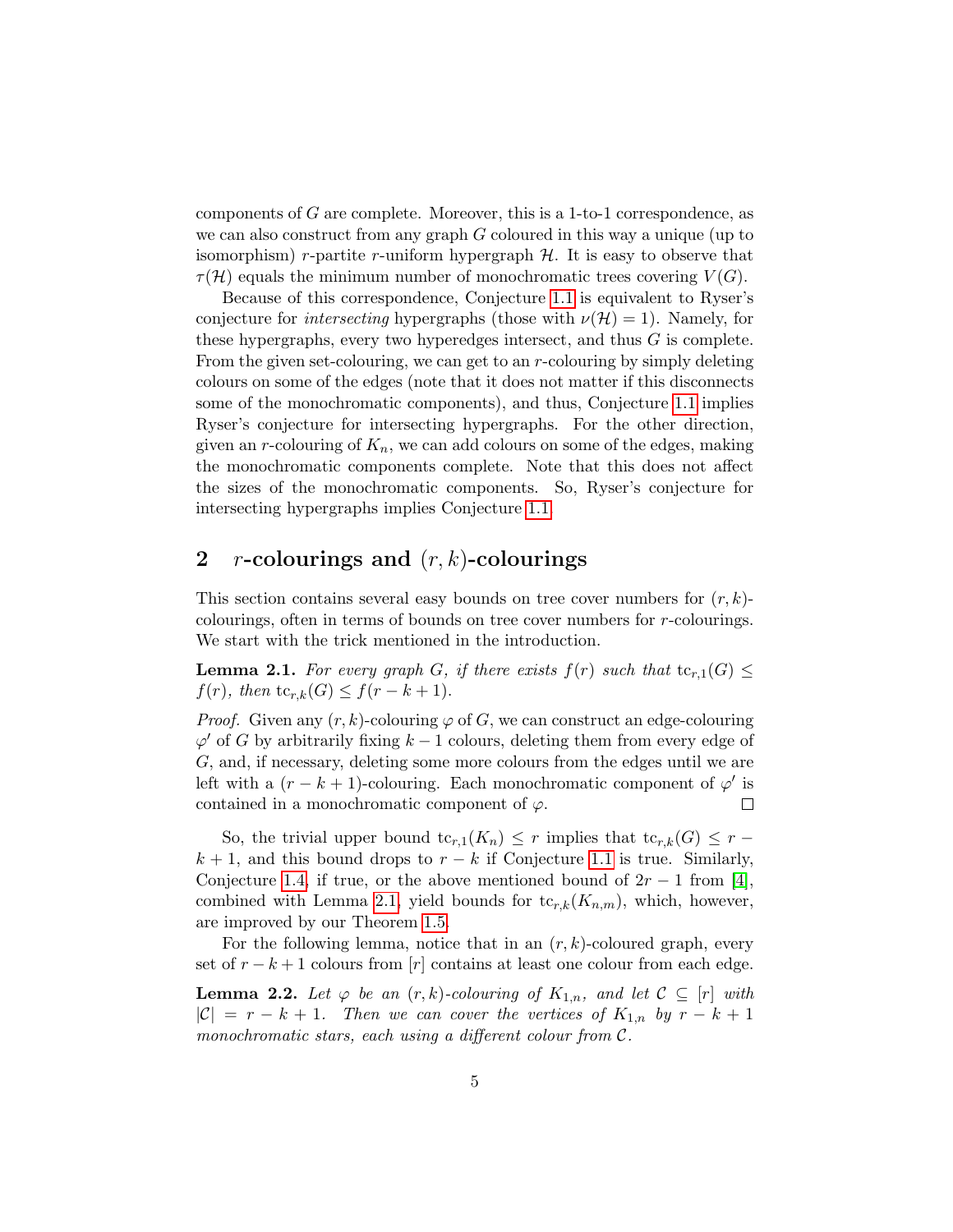components of $G$ are complete. Moreover, this is a 1-to-1 correspondence, as we can also construct from any graph $G$ coloured in this way a unique (up to isomorphism) $r$-partite $r$-uniform hypergraph $\mathcal{H}$. It is easy to observe that $\tau(\mathcal{H})$ equals the minimum number of monochromatic trees covering $V(G)$.

Because of this correspondence, Conjecture 1.1 is equivalent to Ryser's conjecture for *intersecting* hypergraphs (those with $\nu(\mathcal{H}) = 1$). Namely, for these hypergraphs, every two hyperedges intersect, and thus $G$ is complete. From the given set-colouring, we can get to an $r$-colouring by simply deleting colours on some of the edges (note that it does not matter if this disconnects some of the monochromatic components), and thus, Conjecture 1.1 implies Ryser's conjecture for intersecting hypergraphs. For the other direction, given an $r$-colouring of $K_n$, we can add colours on some of the edges, making the monochromatic components complete. Note that this does not affect the sizes of the monochromatic components. So, Ryser's conjecture for intersecting hypergraphs implies Conjecture 1.1.

## 2 $r$-colourings and $(r, k)$-colourings

This section contains several easy bounds on tree cover numbers for $(r, k)$-colourings, often in terms of bounds on tree cover numbers for $r$-colourings. We start with the trick mentioned in the introduction.

**Lemma 2.1.** *For every graph $G$, if there exists $f(r)$ such that $\mathrm{tc}_{r,1}(G) \leq f(r)$, then $\mathrm{tc}_{r,k}(G) \leq f(r - k + 1)$.*

*Proof.* Given any $(r, k)$-colouring $\varphi$ of $G$, we can construct an edge-colouring $\varphi'$ of $G$ by arbitrarily fixing $k - 1$ colours, deleting them from every edge of $G$, and, if necessary, deleting some more colours from the edges until we are left with a $(r - k + 1)$-colouring. Each monochromatic component of $\varphi'$ is contained in a monochromatic component of $\varphi$. □

So, the trivial upper bound $\mathrm{tc}_{r,1}(K_n) \leq r$ implies that $\mathrm{tc}_{r,k}(G) \leq r - k + 1$, and this bound drops to $r - k$ if Conjecture 1.1 is true. Similarly, Conjecture 1.4, if true, or the above mentioned bound of $2r - 1$ from [4], combined with Lemma 2.1, yield bounds for $\mathrm{tc}_{r,k}(K_{n,m})$, which, however, are improved by our Theorem 1.5.

For the following lemma, notice that in an $(r, k)$-coloured graph, every set of $r - k + 1$ colours from $[r]$ contains at least one colour from each edge.

**Lemma 2.2.** *Let $\varphi$ be an $(r, k)$-colouring of $K_{1,n}$, and let $\mathcal{C} \subseteq [r]$ with $|\mathcal{C}| = r - k + 1$. Then we can cover the vertices of $K_{1,n}$ by $r - k + 1$ monochromatic stars, each using a different colour from $\mathcal{C}$.*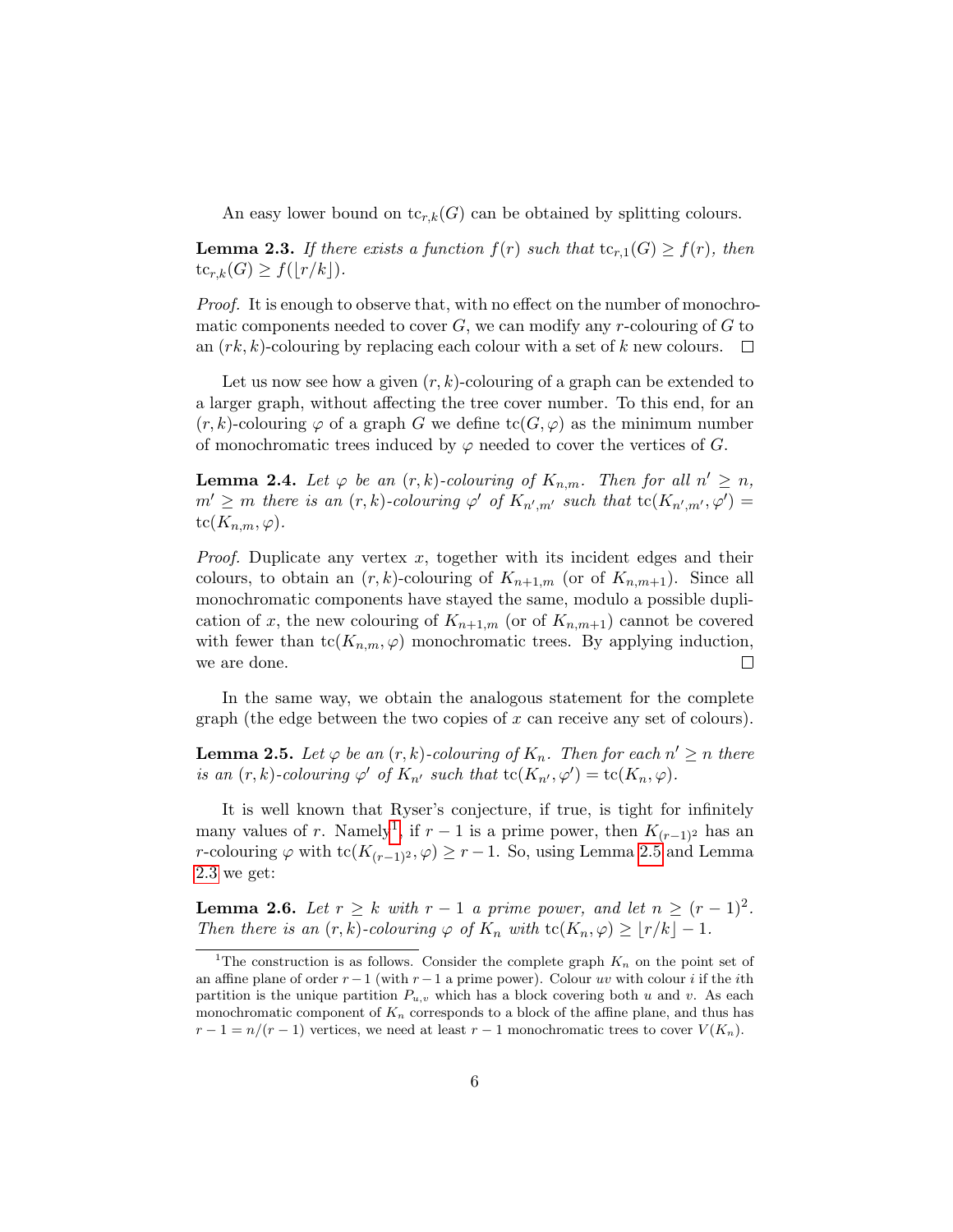An easy lower bound on $\mathrm{tc}_{r,k}(G)$ can be obtained by splitting colours.

**Lemma 2.3.** *If there exists a function $f(r)$ such that $\mathrm{tc}_{r,1}(G) \geq f(r)$, then $\mathrm{tc}_{r,k}(G) \geq f(\lfloor r/k \rfloor)$.*

*Proof.* It is enough to observe that, with no effect on the number of monochromatic components needed to cover $G$, we can modify any $r$-colouring of $G$ to an $(rk, k)$-colouring by replacing each colour with a set of $k$ new colours. □

Let us now see how a given $(r, k)$-colouring of a graph can be extended to a larger graph, without affecting the tree cover number. To this end, for an $(r, k)$-colouring $\varphi$ of a graph $G$ we define $\mathrm{tc}(G, \varphi)$ as the minimum number of monochromatic trees induced by $\varphi$ needed to cover the vertices of $G$.

**Lemma 2.4.** *Let $\varphi$ be an $(r, k)$-colouring of $K_{n,m}$. Then for all $n' \geq n$, $m' \geq m$ there is an $(r, k)$-colouring $\varphi'$ of $K_{n',m'}$ such that $\mathrm{tc}(K_{n',m'}, \varphi') = \mathrm{tc}(K_{n,m}, \varphi)$.*

*Proof.* Duplicate any vertex $x$, together with its incident edges and their colours, to obtain an $(r, k)$-colouring of $K_{n+1,m}$ (or of $K_{n,m+1}$). Since all monochromatic components have stayed the same, modulo a possible duplication of $x$, the new colouring of $K_{n+1,m}$ (or of $K_{n,m+1}$) cannot be covered with fewer than $\mathrm{tc}(K_{n,m}, \varphi)$ monochromatic trees. By applying induction, we are done. □

In the same way, we obtain the analogous statement for the complete graph (the edge between the two copies of $x$ can receive any set of colours).

**Lemma 2.5.** *Let $\varphi$ be an $(r, k)$-colouring of $K_n$. Then for each $n' \geq n$ there is an $(r, k)$-colouring $\varphi'$ of $K_{n'}$ such that $\mathrm{tc}(K_{n'}, \varphi') = \mathrm{tc}(K_n, \varphi)$.*

It is well known that Ryser's conjecture, if true, is tight for infinitely many values of $r$. Namely[1], if $r - 1$ is a prime power, then $K_{(r-1)^2}$ has an $r$-colouring $\varphi$ with $\mathrm{tc}(K_{(r-1)^2}, \varphi) \geq r - 1$. So, using Lemma 2.5 and Lemma 2.3 we get:

**Lemma 2.6.** *Let $r \geq k$ with $r - 1$ a prime power, and let $n \geq (r - 1)^2$. Then there is an $(r, k)$-colouring $\varphi$ of $K_n$ with $\mathrm{tc}(K_n, \varphi) \geq \lfloor r/k \rfloor - 1$.*

[1] The construction is as follows. Consider the complete graph $K_n$ on the point set of an affine plane of order $r-1$ (with $r-1$ a prime power). Colour $uv$ with colour $i$ if the $i$th partition is the unique partition $P_{u,v}$ which has a block covering both $u$ and $v$. As each monochromatic component of $K_n$ corresponds to a block of the affine plane, and thus has $r - 1 = n/(r - 1)$ vertices, we need at least $r - 1$ monochromatic trees to cover $V(K_n)$.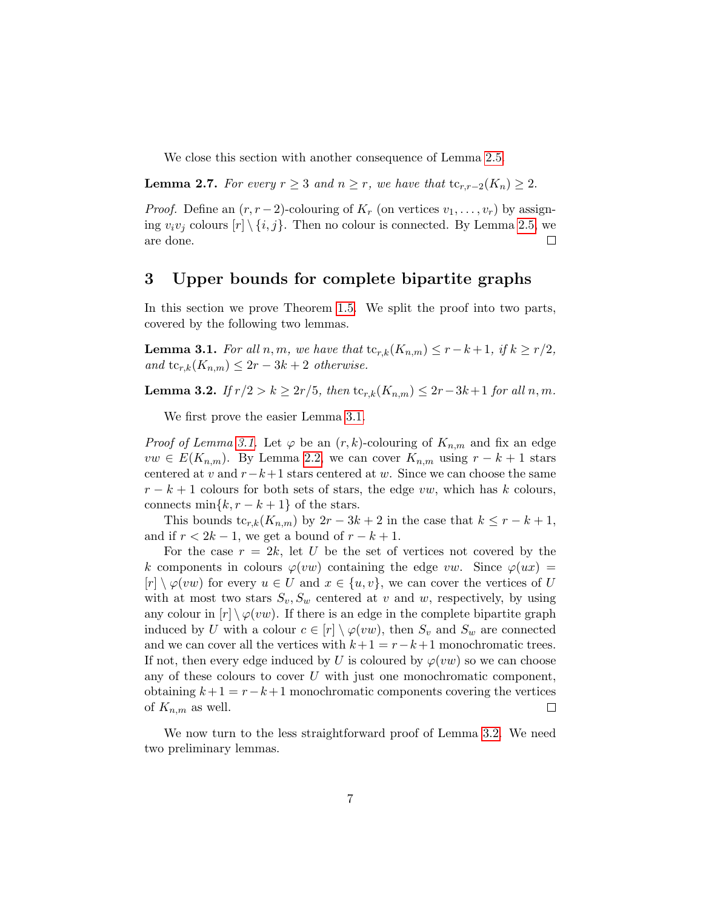We close this section with another consequence of Lemma 2.5.

**Lemma 2.7.** *For every $r \geq 3$ and $n \geq r$, we have that $\mathrm{tc}_{r,r-2}(K_n) \geq 2$.*

*Proof.* Define an $(r, r-2)$-colouring of $K_r$ (on vertices $v_1, \dots, v_r$) by assigning $v_iv_j$ colours $[r] \setminus \{i, j\}$. Then no colour is connected. By Lemma 2.5, we are done. $\square$

## 3 Upper bounds for complete bipartite graphs

In this section we prove Theorem 1.5. We split the proof into two parts, covered by the following two lemmas.

**Lemma 3.1.** *For all $n, m$, we have that $\mathrm{tc}_{r,k}(K_{n,m}) \leq r-k+1$, if $k \geq r/2$, and $\mathrm{tc}_{r,k}(K_{n,m}) \leq 2r-3k+2$ otherwise.*

**Lemma 3.2.** *If $r/2 > k \geq 2r/5$, then $\mathrm{tc}_{r,k}(K_{n,m}) \leq 2r-3k+1$ for all $n, m$.*

We first prove the easier Lemma 3.1.

*Proof of Lemma 3.1.* Let $\varphi$ be an $(r, k)$-colouring of $K_{n,m}$ and fix an edge $vw \in E(K_{n,m})$. By Lemma 2.2, we can cover $K_{n,m}$ using $r-k+1$ stars centered at $v$ and $r-k+1$ stars centered at $w$. Since we can choose the same $r-k+1$ colours for both sets of stars, the edge $vw$, which has $k$ colours, connects $\min\{k, r-k+1\}$ of the stars.

This bounds $\mathrm{tc}_{r,k}(K_{n,m})$ by $2r-3k+2$ in the case that $k \leq r-k+1$, and if $r < 2k-1$, we get a bound of $r-k+1$.

For the case $r = 2k$, let $U$ be the set of vertices not covered by the $k$ components in colours $\varphi(vw)$ containing the edge $vw$. Since $\varphi(ux) = [r] \setminus \varphi(vw)$ for every $u \in U$ and $x \in \{u, v\}$, we can cover the vertices of $U$ with at most two stars $S_v, S_w$ centered at $v$ and $w$, respectively, by using any colour in $[r] \setminus \varphi(vw)$. If there is an edge in the complete bipartite graph induced by $U$ with a colour $c \in [r] \setminus \varphi(vw)$, then $S_v$ and $S_w$ are connected and we can cover all the vertices with $k+1 = r-k+1$ monochromatic trees. If not, then every edge induced by $U$ is coloured by $\varphi(vw)$ so we can choose any of these colours to cover $U$ with just one monochromatic component, obtaining $k+1 = r-k+1$ monochromatic components covering the vertices of $K_{n,m}$ as well. $\square$

We now turn to the less straightforward proof of Lemma 3.2. We need two preliminary lemmas.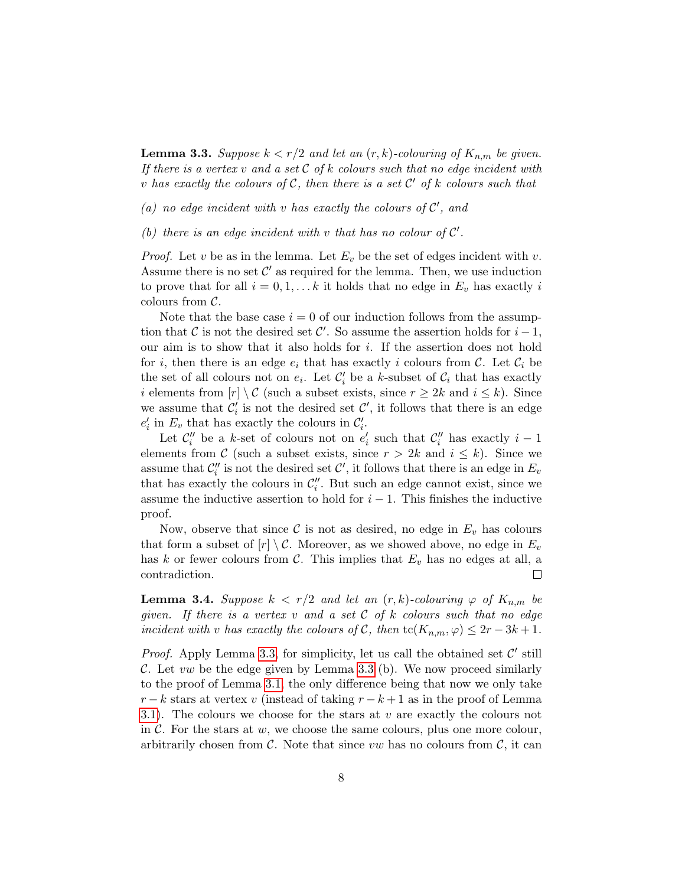**Lemma 3.3.** *Suppose $k < r/2$ and let an $(r,k)$-colouring of $K_{n,m}$ be given. If there is a vertex $v$ and a set $\mathcal{C}$ of $k$ colours such that no edge incident with $v$ has exactly the colours of $\mathcal{C}$, then there is a set $\mathcal{C}'$ of $k$ colours such that*

*(a) no edge incident with $v$ has exactly the colours of $\mathcal{C}'$, and*

*(b) there is an edge incident with $v$ that has no colour of $\mathcal{C}'$.*

*Proof.* Let $v$ be as in the lemma. Let $E_v$ be the set of edges incident with $v$. Assume there is no set $\mathcal{C}'$ as required for the lemma. Then, we use induction to prove that for all $i = 0, 1, \ldots k$ it holds that no edge in $E_v$ has exactly $i$ colours from $\mathcal{C}$.

Note that the base case $i = 0$ of our induction follows from the assumption that $\mathcal{C}$ is not the desired set $\mathcal{C}'$. So assume the assertion holds for $i-1$, our aim is to show that it also holds for $i$. If the assertion does not hold for $i$, then there is an edge $e_i$ that has exactly $i$ colours from $\mathcal{C}$. Let $\mathcal{C}_i$ be the set of all colours not on $e_i$. Let $\mathcal{C}'_i$ be a $k$-subset of $\mathcal{C}_i$ that has exactly $i$ elements from $[r] \setminus \mathcal{C}$ (such a subset exists, since $r \geq 2k$ and $i \leq k$). Since we assume that $\mathcal{C}'_i$ is not the desired set $\mathcal{C}'$, it follows that there is an edge $e'_i$ in $E_v$ that has exactly the colours in $\mathcal{C}'_i$.

Let $\mathcal{C}''_i$ be a $k$-set of colours not on $e'_i$ such that $\mathcal{C}''_i$ has exactly $i-1$ elements from $\mathcal{C}$ (such a subset exists, since $r > 2k$ and $i \leq k$). Since we assume that $\mathcal{C}''_i$ is not the desired set $\mathcal{C}'$, it follows that there is an edge in $E_v$ that has exactly the colours in $\mathcal{C}''_i$. But such an edge cannot exist, since we assume the inductive assertion to hold for $i-1$. This finishes the inductive proof.

Now, observe that since $\mathcal{C}$ is not as desired, no edge in $E_v$ has colours that form a subset of $[r] \setminus \mathcal{C}$. Moreover, as we showed above, no edge in $E_v$ has $k$ or fewer colours from $\mathcal{C}$. This implies that $E_v$ has no edges at all, a contradiction. $\square$

**Lemma 3.4.** *Suppose $k < r/2$ and let an $(r,k)$-colouring $\varphi$ of $K_{n,m}$ be given. If there is a vertex $v$ and a set $\mathcal{C}$ of $k$ colours such that no edge incident with $v$ has exactly the colours of $\mathcal{C}$, then $\mathrm{tc}(K_{n,m}, \varphi) \leq 2r - 3k + 1$.*

*Proof.* Apply Lemma 3.3; for simplicity, let us call the obtained set $\mathcal{C}'$ still $\mathcal{C}$. Let $vw$ be the edge given by Lemma 3.3 (b). We now proceed similarly to the proof of Lemma 3.1, the only difference being that now we only take $r-k$ stars at vertex $v$ (instead of taking $r-k+1$ as in the proof of Lemma 3.1). The colours we choose for the stars at $v$ are exactly the colours not in $\mathcal{C}$. For the stars at $w$, we choose the same colours, plus one more colour, arbitrarily chosen from $\mathcal{C}$. Note that since $vw$ has no colours from $\mathcal{C}$, it can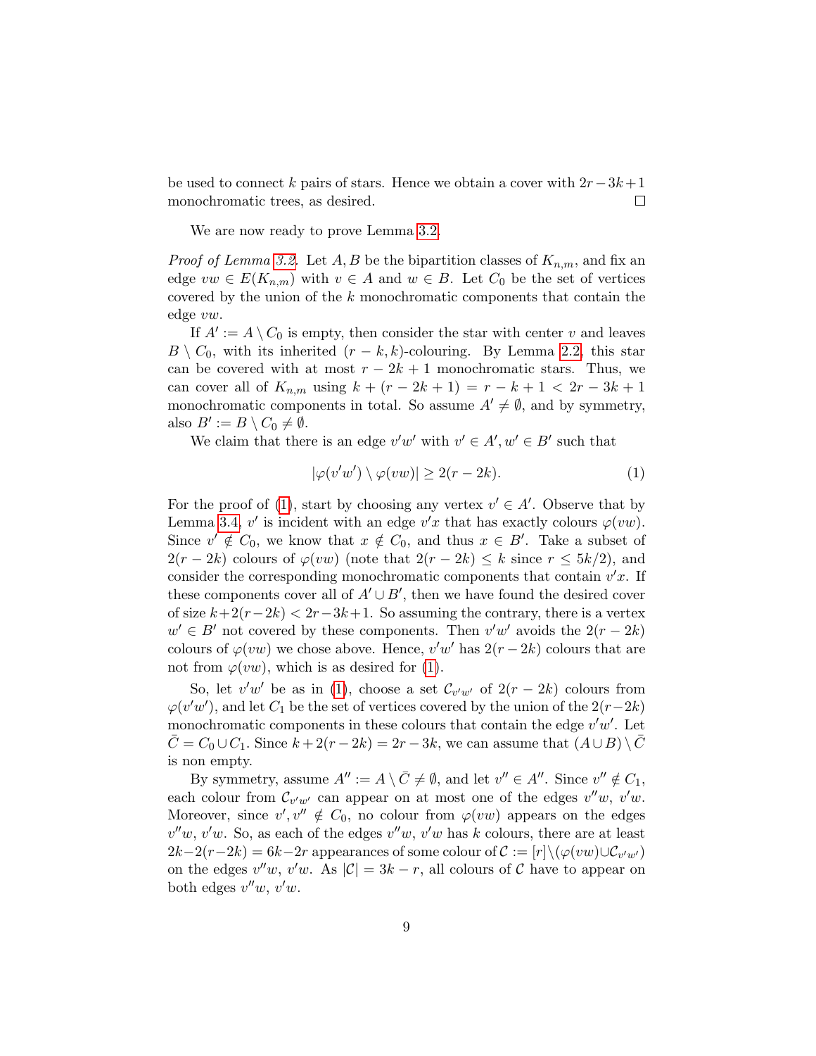be used to connect $k$ pairs of stars. Hence we obtain a cover with $2r-3k+1$ monochromatic trees, as desired. □

We are now ready to prove Lemma 3.2.

*Proof of Lemma 3.2.* Let $A, B$ be the bipartition classes of $K_{n,m}$, and fix an edge $vw \in E(K_{n,m})$ with $v \in A$ and $w \in B$. Let $C_0$ be the set of vertices covered by the union of the $k$ monochromatic components that contain the edge $vw$.

If $A' := A \setminus C_0$ is empty, then consider the star with center $v$ and leaves $B \setminus C_0$, with its inherited $(r-k,k)$-colouring. By Lemma 2.2, this star can be covered with at most $r-2k+1$ monochromatic stars. Thus, we can cover all of $K_{n,m}$ using $k + (r-2k+1) = r-k+1 < 2r-3k+1$ monochromatic components in total. So assume $A' \neq \emptyset$, and by symmetry, also $B' := B \setminus C_0 \neq \emptyset$.

We claim that there is an edge $v'w'$ with $v' \in A', w' \in B'$ such that

$$|\varphi(v'w') \setminus \varphi(vw)| \geq 2(r-2k). \tag{1}$$

For the proof of (1), start by choosing any vertex $v' \in A'$. Observe that by Lemma 3.4, $v'$ is incident with an edge $v'x$ that has exactly colours $\varphi(vw)$. Since $v' \notin C_0$, we know that $x \notin C_0$, and thus $x \in B'$. Take a subset of $2(r-2k)$ colours of $\varphi(vw)$ (note that $2(r-2k) \leq k$ since $r \leq 5k/2$), and consider the corresponding monochromatic components that contain $v'x$. If these components cover all of $A' \cup B'$, then we have found the desired cover of size $k+2(r-2k) < 2r-3k+1$. So assuming the contrary, there is a vertex $w' \in B'$ not covered by these components. Then $v'w'$ avoids the $2(r-2k)$ colours of $\varphi(vw)$ we chose above. Hence, $v'w'$ has $2(r-2k)$ colours that are not from $\varphi(vw)$, which is as desired for (1).

So, let $v'w'$ be as in (1), choose a set $\mathcal{C}_{v'w'}$ of $2(r-2k)$ colours from $\varphi(v'w')$, and let $C_1$ be the set of vertices covered by the union of the $2(r-2k)$ monochromatic components in these colours that contain the edge $v'w'$. Let $\bar{C} = C_0 \cup C_1$. Since $k+2(r-2k) = 2r-3k$, we can assume that $(A \cup B) \setminus \bar{C}$ is non empty.

By symmetry, assume $A'' := A \setminus \bar{C} \neq \emptyset$, and let $v'' \in A''$. Since $v'' \notin C_1$, each colour from $\mathcal{C}_{v'w'}$ can appear on at most one of the edges $v''w$, $v'w$. Moreover, since $v', v'' \notin C_0$, no colour from $\varphi(vw)$ appears on the edges $v''w$, $v'w$. So, as each of the edges $v''w$, $v'w$ has $k$ colours, there are at least $2k-2(r-2k) = 6k-2r$ appearances of some colour of $\mathcal{C} := [r] \setminus (\varphi(vw) \cup \mathcal{C}_{v'w'})$ on the edges $v''w$, $v'w$. As $|\mathcal{C}| = 3k-r$, all colours of $\mathcal{C}$ have to appear on both edges $v''w$, $v'w$.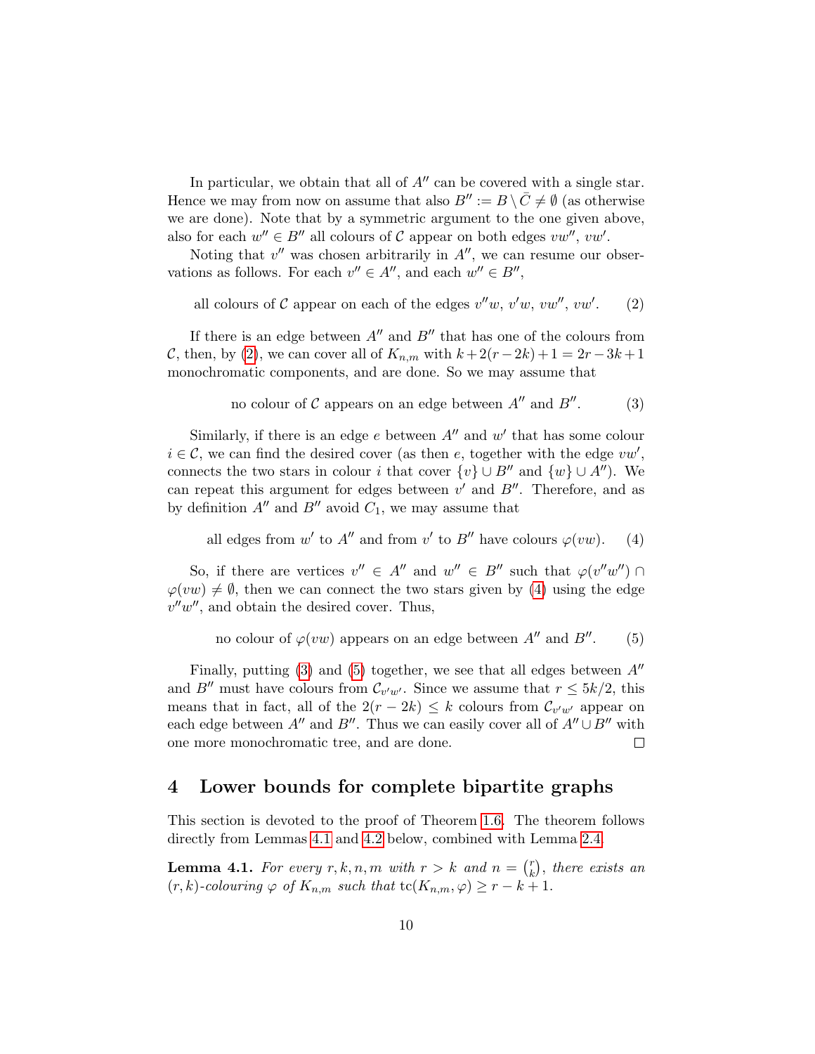In particular, we obtain that all of $A''$ can be covered with a single star. Hence we may from now on assume that also $B'' := B \setminus \bar{C} \neq \emptyset$ (as otherwise we are done). Note that by a symmetric argument to the one given above, also for each $w'' \in B''$ all colours of $\mathcal{C}$ appear on both edges $vw''$, $vw'$.

Noting that $v''$ was chosen arbitrarily in $A''$, we can resume our observations as follows. For each $v'' \in A''$, and each $w'' \in B''$,

$$\text{all colours of } \mathcal{C} \text{ appear on each of the edges } v''w,\ v'w,\ vw'',\ vw'. \tag{2}$$

If there is an edge between $A''$ and $B''$ that has one of the colours from $\mathcal{C}$, then, by (2), we can cover all of $K_{n,m}$ with $k+2(r-2k)+1 = 2r-3k+1$ monochromatic components, and are done. So we may assume that

$$\text{no colour of } \mathcal{C} \text{ appears on an edge between } A'' \text{ and } B''. \tag{3}$$

Similarly, if there is an edge $e$ between $A''$ and $w'$ that has some colour $i \in \mathcal{C}$, we can find the desired cover (as then $e$, together with the edge $vw'$, connects the two stars in colour $i$ that cover $\{v\} \cup B''$ and $\{w\} \cup A''$). We can repeat this argument for edges between $v'$ and $B''$. Therefore, and as by definition $A''$ and $B''$ avoid $C_1$, we may assume that

$$\text{all edges from } w' \text{ to } A'' \text{ and from } v' \text{ to } B'' \text{ have colours } \varphi(vw). \tag{4}$$

So, if there are vertices $v'' \in A''$ and $w'' \in B''$ such that $\varphi(v''w'') \cap \varphi(vw) \neq \emptyset$, then we can connect the two stars given by (4) using the edge $v''w''$, and obtain the desired cover. Thus,

$$\text{no colour of } \varphi(vw) \text{ appears on an edge between } A'' \text{ and } B''. \tag{5}$$

Finally, putting (3) and (5) together, we see that all edges between $A''$ and $B''$ must have colours from $\mathcal{C}_{v'w'}$. Since we assume that $r \leq 5k/2$, this means that in fact, all of the $2(r-2k) \leq k$ colours from $\mathcal{C}_{v'w'}$ appear on each edge between $A''$ and $B''$. Thus we can easily cover all of $A'' \cup B''$ with one more monochromatic tree, and are done. □

## 4 Lower bounds for complete bipartite graphs

This section is devoted to the proof of Theorem 1.6. The theorem follows directly from Lemmas 4.1 and 4.2 below, combined with Lemma 2.4.

**Lemma 4.1.** *For every $r, k, n, m$ with $r > k$ and $n = \binom{r}{k}$, there exists an $(r,k)$-colouring $\varphi$ of $K_{n,m}$ such that $\mathrm{tc}(K_{n,m}, \varphi) \geq r - k + 1$.*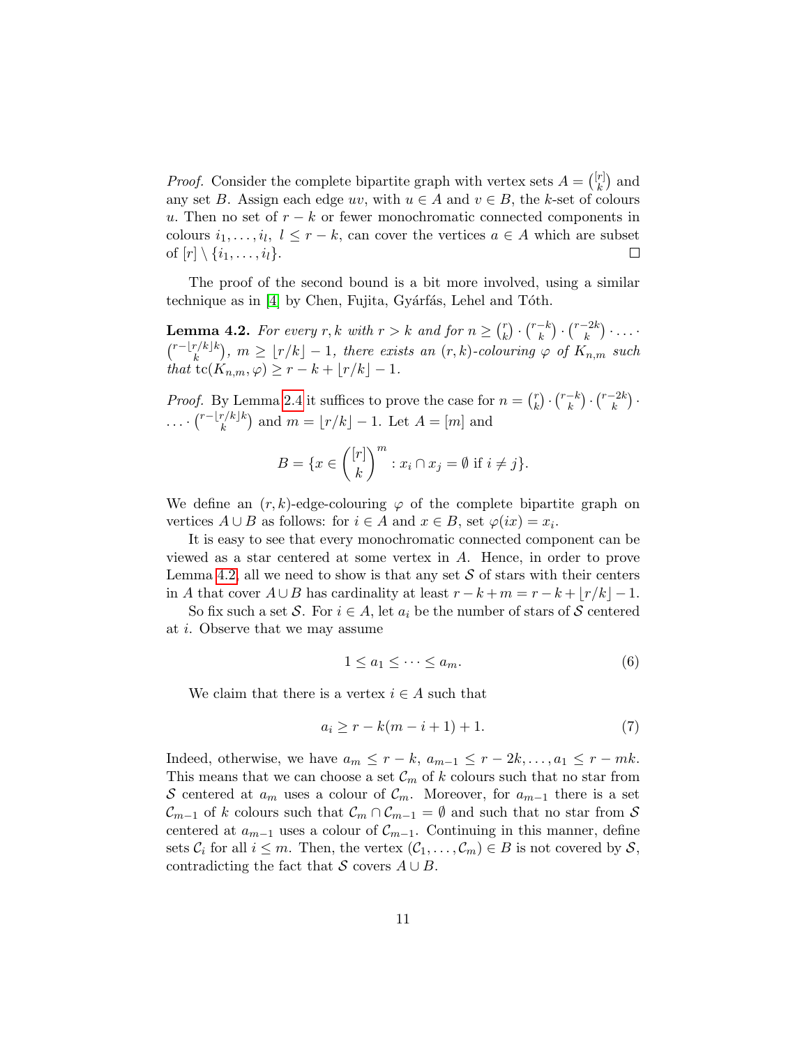*Proof.* Consider the complete bipartite graph with vertex sets $A = \binom{[r]}{k}$ and any set $B$. Assign each edge $uv$, with $u \in A$ and $v \in B$, the $k$-set of colours $u$. Then no set of $r-k$ or fewer monochromatic connected components in colours $i_1, \dots, i_l$, $l \le r-k$, can cover the vertices $a \in A$ which are subset of $[r] \setminus \{i_1, \dots, i_l\}$. □

The proof of the second bound is a bit more involved, using a similar technique as in [4] by Chen, Fujita, Gyárfás, Lehel and Tóth.

**Lemma 4.2.** *For every $r, k$ with $r > k$ and for $n \ge \binom{r}{k} \cdot \binom{r-k}{k} \cdot \binom{r-2k}{k} \cdot \dots \cdot \binom{r-\lfloor r/k \rfloor k}{k}$, $m \ge \lfloor r/k \rfloor - 1$, there exists an $(r,k)$-colouring $\varphi$ of $K_{n,m}$ such that $\mathrm{tc}(K_{n,m}, \varphi) \ge r - k + \lfloor r/k \rfloor - 1$.*

*Proof.* By Lemma 2.4 it suffices to prove the case for $n = \binom{r}{k} \cdot \binom{r-k}{k} \cdot \binom{r-2k}{k} \cdot \dots \cdot \binom{r-\lfloor r/k \rfloor k}{k}$ and $m = \lfloor r/k \rfloor - 1$. Let $A = [m]$ and

$$B = \{x \in \binom{[r]}{k}^m : x_i \cap x_j = \emptyset \text{ if } i \ne j\}.$$

We define an $(r,k)$-edge-colouring $\varphi$ of the complete bipartite graph on vertices $A \cup B$ as follows: for $i \in A$ and $x \in B$, set $\varphi(ix) = x_i$.

It is easy to see that every monochromatic connected component can be viewed as a star centered at some vertex in $A$. Hence, in order to prove Lemma 4.2, all we need to show is that any set $\mathcal{S}$ of stars with their centers in $A$ that cover $A \cup B$ has cardinality at least $r - k + m = r - k + \lfloor r/k \rfloor - 1$.

So fix such a set $\mathcal{S}$. For $i \in A$, let $a_i$ be the number of stars of $\mathcal{S}$ centered at $i$. Observe that we may assume

$$1 \le a_1 \le \dots \le a_m. \tag{6}$$

We claim that there is a vertex $i \in A$ such that

$$a_i \ge r - k(m - i + 1) + 1. \tag{7}$$

Indeed, otherwise, we have $a_m \le r - k$, $a_{m-1} \le r - 2k, \dots, a_1 \le r - mk$. This means that we can choose a set $\mathcal{C}_m$ of $k$ colours such that no star from $\mathcal{S}$ centered at $a_m$ uses a colour of $\mathcal{C}_m$. Moreover, for $a_{m-1}$ there is a set $\mathcal{C}_{m-1}$ of $k$ colours such that $\mathcal{C}_m \cap \mathcal{C}_{m-1} = \emptyset$ and such that no star from $\mathcal{S}$ centered at $a_{m-1}$ uses a colour of $\mathcal{C}_{m-1}$. Continuing in this manner, define sets $\mathcal{C}_i$ for all $i \le m$. Then, the vertex $(\mathcal{C}_1, \dots, \mathcal{C}_m) \in B$ is not covered by $\mathcal{S}$, contradicting the fact that $\mathcal{S}$ covers $A \cup B$.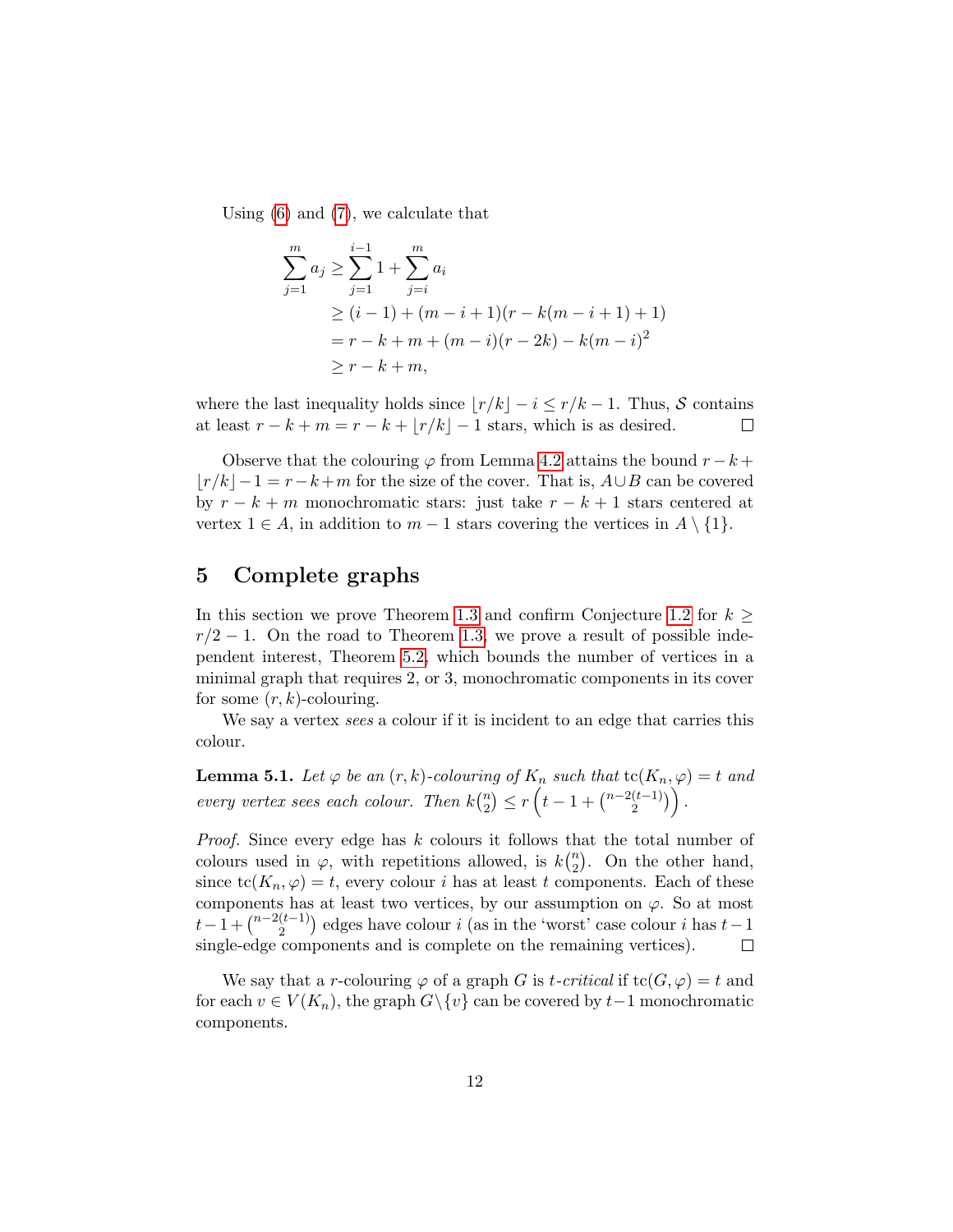Using (6) and (7), we calculate that

$$
\begin{aligned}
\sum_{j=1}^{m} a_j &\geq \sum_{j=1}^{i-1} 1 + \sum_{j=i}^{m} a_i \\
&\geq (i-1) + (m-i+1)(r-k(m-i+1)+1) \\
&= r-k+m+(m-i)(r-2k) - k(m-i)^2 \\
&\geq r-k+m,
\end{aligned}
$$

where the last inequality holds since $\lfloor r/k \rfloor - i \leq r/k - 1$. Thus, $\mathcal{S}$ contains at least $r-k+m = r-k+\lfloor r/k \rfloor - 1$ stars, which is as desired. □

Observe that the colouring $\varphi$ from Lemma 4.2 attains the bound $r-k+\lfloor r/k \rfloor - 1 = r-k+m$ for the size of the cover. That is, $A \cup B$ can be covered by $r-k+m$ monochromatic stars: just take $r-k+1$ stars centered at vertex $1 \in A$, in addition to $m-1$ stars covering the vertices in $A \setminus \{1\}$.

## 5 Complete graphs

In this section we prove Theorem 1.3 and confirm Conjecture 1.2 for $k \geq r/2 - 1$. On the road to Theorem 1.3, we prove a result of possible independent interest, Theorem 5.2, which bounds the number of vertices in a minimal graph that requires 2, or 3, monochromatic components in its cover for some $(r,k)$-colouring.

We say a vertex *sees* a colour if it is incident to an edge that carries this colour.

**Lemma 5.1.** *Let $\varphi$ be an $(r,k)$-colouring of $K_n$ such that $\mathrm{tc}(K_n, \varphi) = t$ and every vertex sees each colour. Then $k\binom{n}{2} \leq r\left(t-1+\binom{n-2(t-1)}{2}\right)$.*

*Proof.* Since every edge has $k$ colours it follows that the total number of colours used in $\varphi$, with repetitions allowed, is $k\binom{n}{2}$. On the other hand, since $\mathrm{tc}(K_n, \varphi) = t$, every colour $i$ has at least $t$ components. Each of these components has at least two vertices, by our assumption on $\varphi$. So at most $t-1+\binom{n-2(t-1)}{2}$ edges have colour $i$ (as in the 'worst' case colour $i$ has $t-1$ single-edge components and is complete on the remaining vertices). □

We say that a $r$-colouring $\varphi$ of a graph $G$ is *$t$-critical* if $\mathrm{tc}(G, \varphi) = t$ and for each $v \in V(K_n)$, the graph $G \setminus \{v\}$ can be covered by $t-1$ monochromatic components.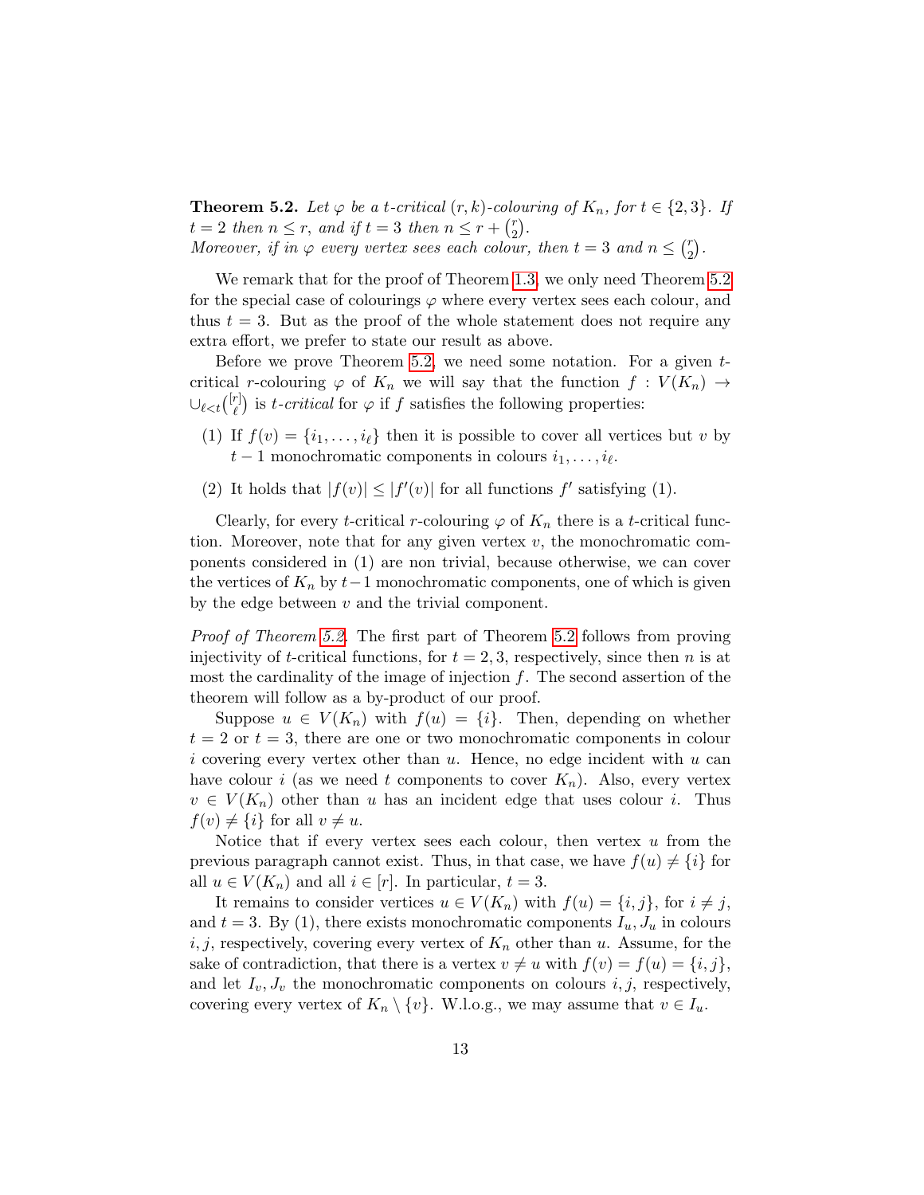**Theorem 5.2.** *Let $\varphi$ be a $t$-critical $(r,k)$-colouring of $K_n$, for $t \in \{2,3\}$. If $t = 2$ then $n \le r$, and if $t = 3$ then $n \le r + \binom{r}{2}$.*
*Moreover, if in $\varphi$ every vertex sees each colour, then $t = 3$ and $n \le \binom{r}{2}$.*

We remark that for the proof of Theorem 1.3, we only need Theorem 5.2 for the special case of colourings $\varphi$ where every vertex sees each colour, and thus $t = 3$. But as the proof of the whole statement does not require any extra effort, we prefer to state our result as above.

Before we prove Theorem 5.2, we need some notation. For a given $t$-critical $r$-colouring $\varphi$ of $K_n$ we will say that the function $f : V(K_n) \to \cup_{\ell<t}\binom{[r]}{\ell}$ is *$t$-critical* for $\varphi$ if $f$ satisfies the following properties:

(1) If $f(v) = \{i_1, \dots, i_\ell\}$ then it is possible to cover all vertices but $v$ by $t-1$ monochromatic components in colours $i_1, \dots, i_\ell$.

(2) It holds that $|f(v)| \le |f'(v)|$ for all functions $f'$ satisfying (1).

Clearly, for every $t$-critical $r$-colouring $\varphi$ of $K_n$ there is a $t$-critical function. Moreover, note that for any given vertex $v$, the monochromatic components considered in (1) are non trivial, because otherwise, we can cover the vertices of $K_n$ by $t-1$ monochromatic components, one of which is given by the edge between $v$ and the trivial component.

*Proof of Theorem 5.2.* The first part of Theorem 5.2 follows from proving injectivity of $t$-critical functions, for $t = 2, 3$, respectively, since then $n$ is at most the cardinality of the image of injection $f$. The second assertion of the theorem will follow as a by-product of our proof.

Suppose $u \in V(K_n)$ with $f(u) = \{i\}$. Then, depending on whether $t = 2$ or $t = 3$, there are one or two monochromatic components in colour $i$ covering every vertex other than $u$. Hence, no edge incident with $u$ can have colour $i$ (as we need $t$ components to cover $K_n$). Also, every vertex $v \in V(K_n)$ other than $u$ has an incident edge that uses colour $i$. Thus $f(v) \neq \{i\}$ for all $v \neq u$.

Notice that if every vertex sees each colour, then vertex $u$ from the previous paragraph cannot exist. Thus, in that case, we have $f(u) \neq \{i\}$ for all $u \in V(K_n)$ and all $i \in [r]$. In particular, $t = 3$.

It remains to consider vertices $u \in V(K_n)$ with $f(u) = \{i,j\}$, for $i \neq j$, and $t = 3$. By (1), there exists monochromatic components $I_u, J_u$ in colours $i, j$, respectively, covering every vertex of $K_n$ other than $u$. Assume, for the sake of contradiction, that there is a vertex $v \neq u$ with $f(v) = f(u) = \{i,j\}$, and let $I_v, J_v$ the monochromatic components on colours $i, j$, respectively, covering every vertex of $K_n \setminus \{v\}$. W.l.o.g., we may assume that $v \in I_u$.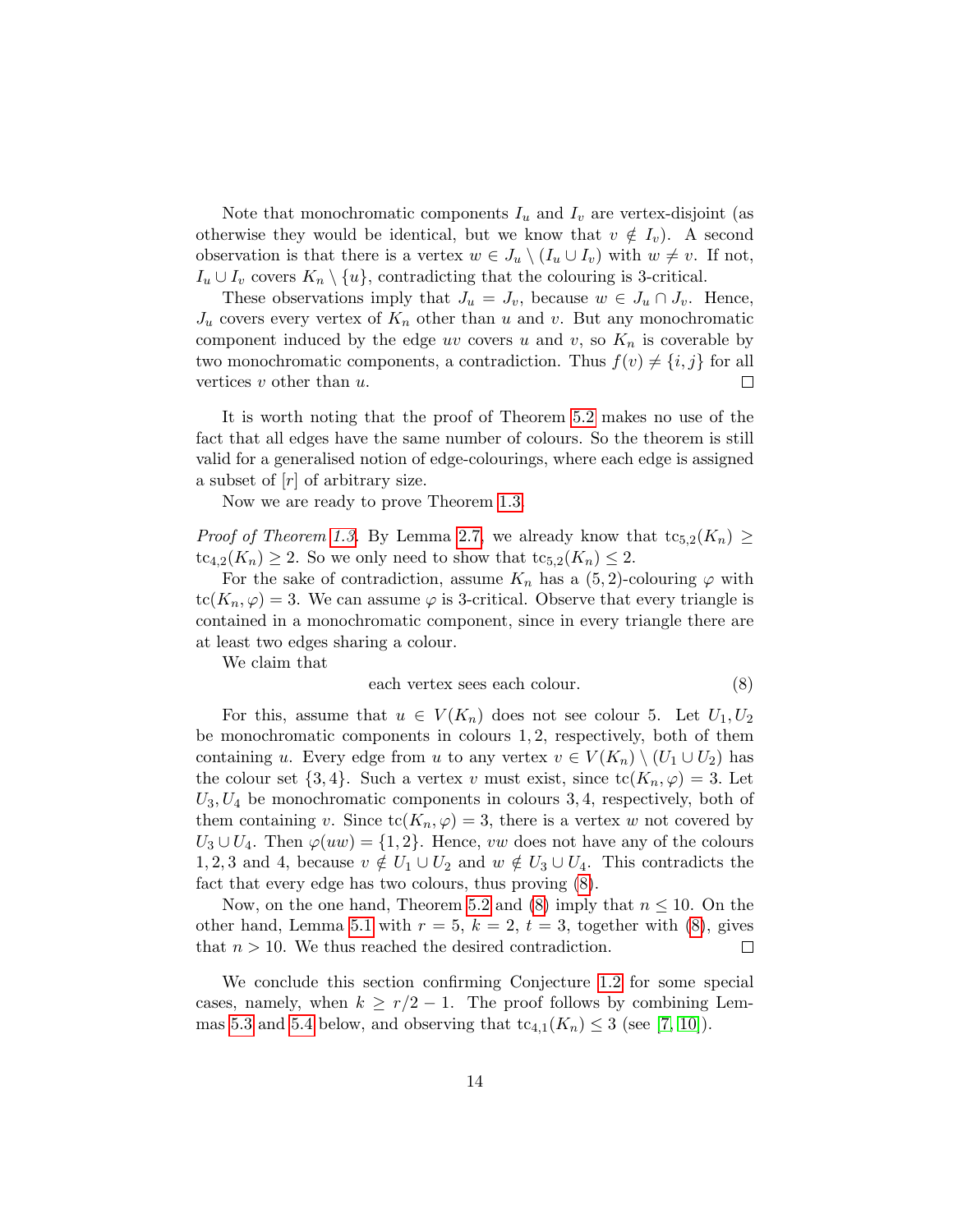Note that monochromatic components $I_u$ and $I_v$ are vertex-disjoint (as otherwise they would be identical, but we know that $v \notin I_v$). A second observation is that there is a vertex $w \in J_u \setminus (I_u \cup I_v)$ with $w \neq v$. If not, $I_u \cup I_v$ covers $K_n \setminus \{u\}$, contradicting that the colouring is 3-critical.

These observations imply that $J_u = J_v$, because $w \in J_u \cap J_v$. Hence, $J_u$ covers every vertex of $K_n$ other than $u$ and $v$. But any monochromatic component induced by the edge $uv$ covers $u$ and $v$, so $K_n$ is coverable by two monochromatic components, a contradiction. Thus $f(v) \neq \{i, j\}$ for all vertices $v$ other than $u$. □

It is worth noting that the proof of Theorem 5.2 makes no use of the fact that all edges have the same number of colours. So the theorem is still valid for a generalised notion of edge-colourings, where each edge is assigned a subset of $[r]$ of arbitrary size.

Now we are ready to prove Theorem 1.3.

*Proof of Theorem 1.3.* By Lemma 2.7, we already know that $\mathrm{tc}_{5,2}(K_n) \geq \mathrm{tc}_{4,2}(K_n) \geq 2$. So we only need to show that $\mathrm{tc}_{5,2}(K_n) \leq 2$.

For the sake of contradiction, assume $K_n$ has a $(5, 2)$-colouring $\varphi$ with $\mathrm{tc}(K_n, \varphi) = 3$. We can assume $\varphi$ is 3-critical. Observe that every triangle is contained in a monochromatic component, since in every triangle there are at least two edges sharing a colour.

We claim that

$$\text{each vertex sees each colour.} \tag{8}$$

For this, assume that $u \in V(K_n)$ does not see colour 5. Let $U_1, U_2$ be monochromatic components in colours $1, 2$, respectively, both of them containing $u$. Every edge from $u$ to any vertex $v \in V(K_n) \setminus (U_1 \cup U_2)$ has the colour set $\{3, 4\}$. Such a vertex $v$ must exist, since $\mathrm{tc}(K_n, \varphi) = 3$. Let $U_3, U_4$ be monochromatic components in colours $3, 4$, respectively, both of them containing $v$. Since $\mathrm{tc}(K_n, \varphi) = 3$, there is a vertex $w$ not covered by $U_3 \cup U_4$. Then $\varphi(uw) = \{1, 2\}$. Hence, $vw$ does not have any of the colours $1, 2, 3$ and $4$, because $v \notin U_1 \cup U_2$ and $w \notin U_3 \cup U_4$. This contradicts the fact that every edge has two colours, thus proving (8).

Now, on the one hand, Theorem 5.2 and (8) imply that $n \leq 10$. On the other hand, Lemma 5.1 with $r = 5$, $k = 2$, $t = 3$, together with (8), gives that $n > 10$. We thus reached the desired contradiction. □

We conclude this section confirming Conjecture 1.2 for some special cases, namely, when $k \geq r/2 - 1$. The proof follows by combining Lemmas 5.3 and 5.4 below, and observing that $\mathrm{tc}_{4,1}(K_n) \leq 3$ (see [7, 10]).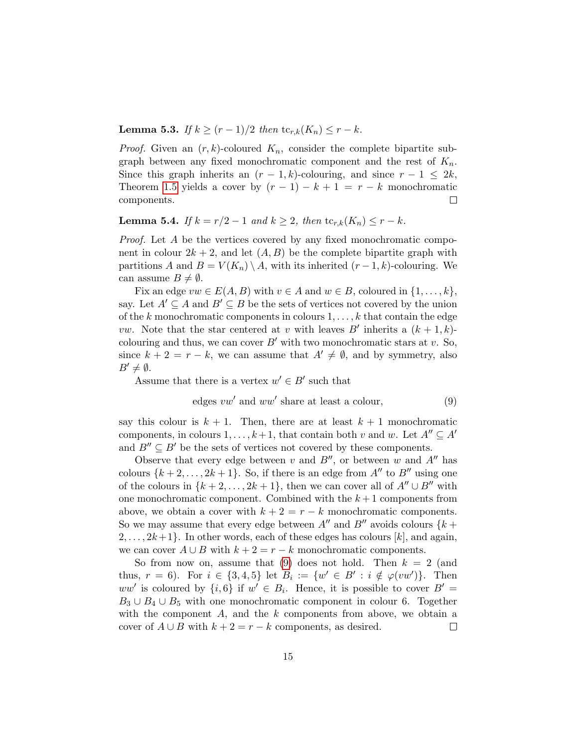**Lemma 5.3.** *If $k \geq (r-1)/2$ then $\mathrm{tc}_{r,k}(K_n) \leq r-k$.*

*Proof.* Given an $(r,k)$-coloured $K_n$, consider the complete bipartite subgraph between any fixed monochromatic component and the rest of $K_n$. Since this graph inherits an $(r-1,k)$-colouring, and since $r-1 \leq 2k$, Theorem 1.5 yields a cover by $(r-1)-k+1 = r-k$ monochromatic components. $\square$

**Lemma 5.4.** *If $k = r/2 - 1$ and $k \geq 2$, then $\mathrm{tc}_{r,k}(K_n) \leq r-k$.*

*Proof.* Let $A$ be the vertices covered by any fixed monochromatic component in colour $2k+2$, and let $(A,B)$ be the complete bipartite graph with partitions $A$ and $B = V(K_n) \setminus A$, with its inherited $(r-1,k)$-colouring. We can assume $B \neq \emptyset$.

Fix an edge $vw \in E(A,B)$ with $v \in A$ and $w \in B$, coloured in $\{1,\ldots,k\}$, say. Let $A' \subseteq A$ and $B' \subseteq B$ be the sets of vertices not covered by the union of the $k$ monochromatic components in colours $1,\ldots,k$ that contain the edge $vw$. Note that the star centered at $v$ with leaves $B'$ inherits a $(k+1,k)$-colouring and thus, we can cover $B'$ with two monochromatic stars at $v$. So, since $k+2 = r-k$, we can assume that $A' \neq \emptyset$, and by symmetry, also $B' \neq \emptyset$.

Assume that there is a vertex $w' \in B'$ such that

$$\text{edges } vw' \text{ and } ww' \text{ share at least a colour,} \tag{9}$$

say this colour is $k+1$. Then, there are at least $k+1$ monochromatic components, in colours $1,\ldots,k+1$, that contain both $v$ and $w$. Let $A'' \subseteq A'$ and $B'' \subseteq B'$ be the sets of vertices not covered by these components.

Observe that every edge between $v$ and $B''$, or between $w$ and $A''$ has colours $\{k+2,\ldots,2k+1\}$. So, if there is an edge from $A''$ to $B''$ using one of the colours in $\{k+2,\ldots,2k+1\}$, then we can cover all of $A'' \cup B''$ with one monochromatic component. Combined with the $k+1$ components from above, we obtain a cover with $k+2 = r-k$ monochromatic components. So we may assume that every edge between $A''$ and $B''$ avoids colours $\{k+2,\ldots,2k+1\}$. In other words, each of these edges has colours $[k]$, and again, we can cover $A \cup B$ with $k+2 = r-k$ monochromatic components.

So from now on, assume that (9) does not hold. Then $k=2$ (and thus, $r=6$). For $i \in \{3,4,5\}$ let $B_i := \{w' \in B' : i \notin \varphi(vw')\}$. Then $ww'$ is coloured by $\{i,6\}$ if $w' \in B_i$. Hence, it is possible to cover $B' = B_3 \cup B_4 \cup B_5$ with one monochromatic component in colour 6. Together with the component $A$, and the $k$ components from above, we obtain a cover of $A \cup B$ with $k+2 = r-k$ components, as desired. $\square$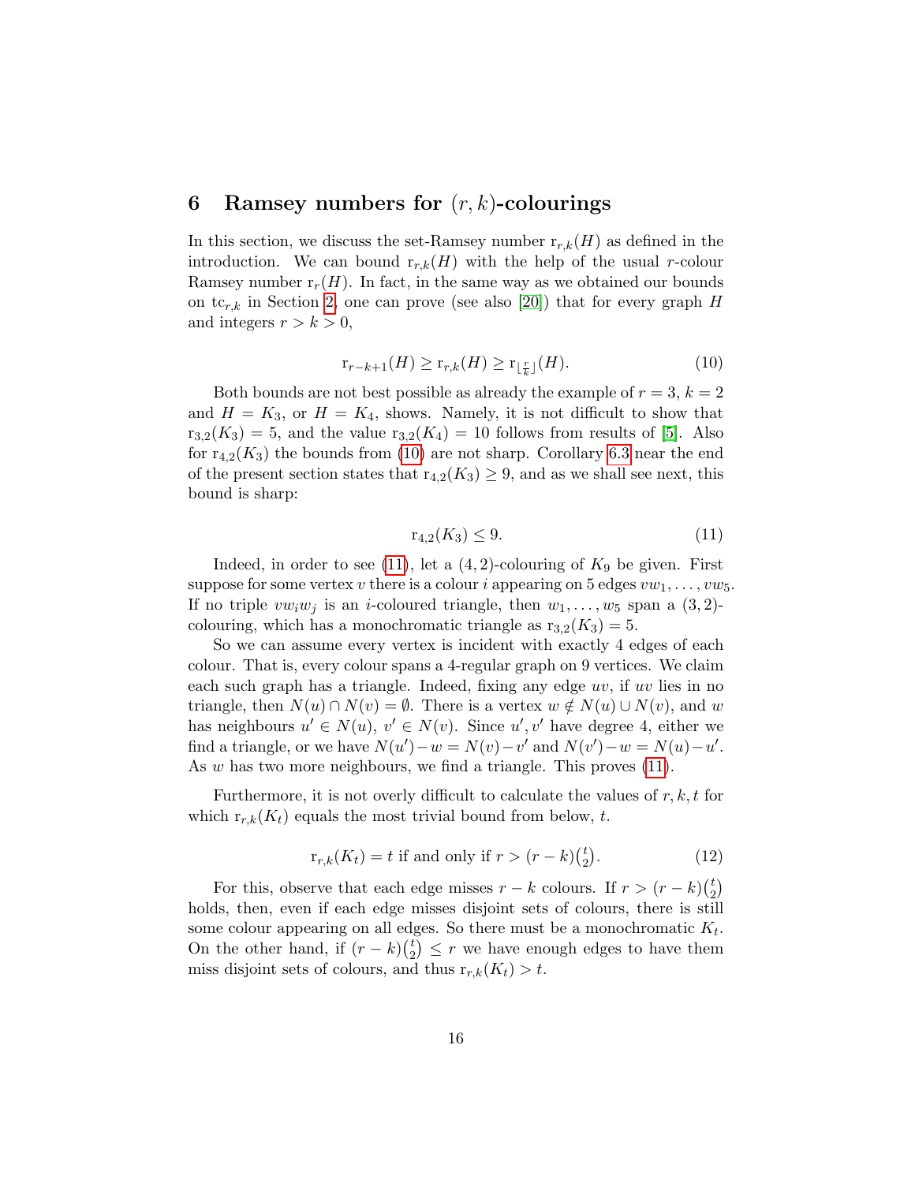## 6 Ramsey numbers for $(r, k)$-colourings

In this section, we discuss the set-Ramsey number $\mathrm{r}_{r,k}(H)$ as defined in the introduction. We can bound $\mathrm{r}_{r,k}(H)$ with the help of the usual $r$-colour Ramsey number $\mathrm{r}_r(H)$. In fact, in the same way as we obtained our bounds on $\mathrm{tc}_{r,k}$ in Section 2, one can prove (see also [20]) that for every graph $H$ and integers $r > k > 0$,

$$\mathrm{r}_{r-k+1}(H) \geq \mathrm{r}_{r,k}(H) \geq \mathrm{r}_{\lfloor \frac{r}{k} \rfloor}(H). \tag{10}$$

Both bounds are not best possible as already the example of $r = 3$, $k = 2$ and $H = K_3$, or $H = K_4$, shows. Namely, it is not difficult to show that $\mathrm{r}_{3,2}(K_3) = 5$, and the value $\mathrm{r}_{3,2}(K_4) = 10$ follows from results of [5]. Also for $\mathrm{r}_{4,2}(K_3)$ the bounds from (10) are not sharp. Corollary 6.3 near the end of the present section states that $\mathrm{r}_{4,2}(K_3) \geq 9$, and as we shall see next, this bound is sharp:

$$\mathrm{r}_{4,2}(K_3) \leq 9. \tag{11}$$

Indeed, in order to see (11), let a $(4, 2)$-colouring of $K_9$ be given. First suppose for some vertex $v$ there is a colour $i$ appearing on 5 edges $vw_1, \ldots, vw_5$. If no triple $vw_iw_j$ is an $i$-coloured triangle, then $w_1, \ldots, w_5$ span a $(3, 2)$-colouring, which has a monochromatic triangle as $\mathrm{r}_{3,2}(K_3) = 5$.

So we can assume every vertex is incident with exactly 4 edges of each colour. That is, every colour spans a 4-regular graph on 9 vertices. We claim each such graph has a triangle. Indeed, fixing any edge $uv$, if $uv$ lies in no triangle, then $N(u) \cap N(v) = \emptyset$. There is a vertex $w \notin N(u) \cup N(v)$, and $w$ has neighbours $u' \in N(u)$, $v' \in N(v)$. Since $u', v'$ have degree 4, either we find a triangle, or we have $N(u') - w = N(v) - v'$ and $N(v') - w = N(u) - u'$. As $w$ has two more neighbours, we find a triangle. This proves (11).

Furthermore, it is not overly difficult to calculate the values of $r, k, t$ for which $\mathrm{r}_{r,k}(K_t)$ equals the most trivial bound from below, $t$.

$$\mathrm{r}_{r,k}(K_t) = t \text{ if and only if } r > (r-k)\binom{t}{2}. \tag{12}$$

For this, observe that each edge misses $r - k$ colours. If $r > (r - k)\binom{t}{2}$ holds, then, even if each edge misses disjoint sets of colours, there is still some colour appearing on all edges. So there must be a monochromatic $K_t$. On the other hand, if $(r - k)\binom{t}{2} \leq r$ we have enough edges to have them miss disjoint sets of colours, and thus $\mathrm{r}_{r,k}(K_t) > t$.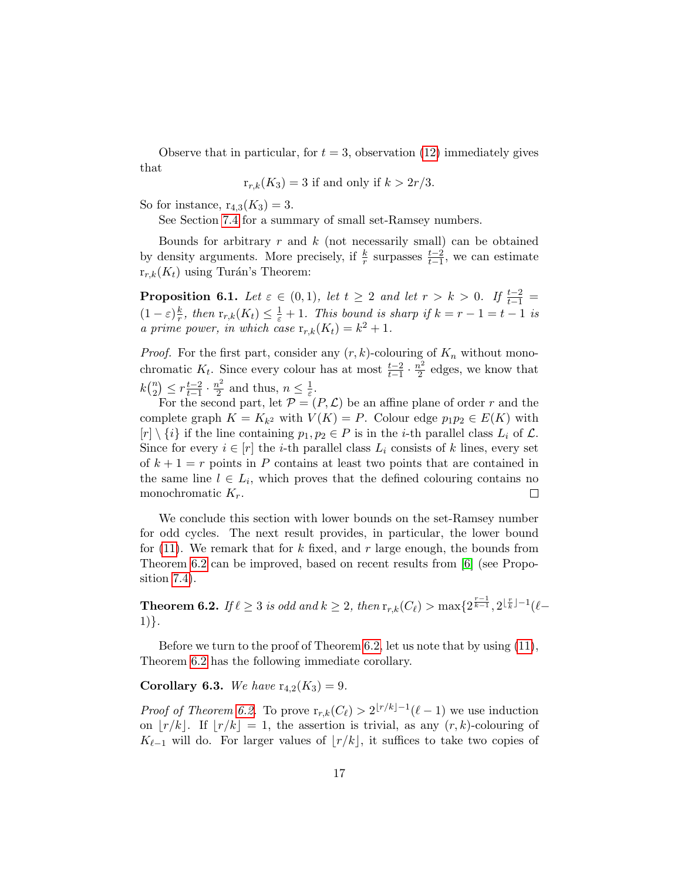Observe that in particular, for $t = 3$, observation (12) immediately gives that

$$\mathrm{r}_{r,k}(K_3) = 3 \text{ if and only if } k > 2r/3.$$

So for instance, $\mathrm{r}_{4,3}(K_3) = 3$.

See Section 7.4 for a summary of small set-Ramsey numbers.

Bounds for arbitrary $r$ and $k$ (not necessarily small) can be obtained by density arguments. More precisely, if $\frac{k}{r}$ surpasses $\frac{t-2}{t-1}$, we can estimate $\mathrm{r}_{r,k}(K_t)$ using Turán's Theorem:

**Proposition 6.1.** *Let $\varepsilon \in (0,1)$, let $t \geq 2$ and let $r > k > 0$. If $\frac{t-2}{t-1} = (1-\varepsilon)\frac{k}{r}$, then $\mathrm{r}_{r,k}(K_t) \leq \frac{1}{\varepsilon} + 1$. This bound is sharp if $k = r-1 = t-1$ is a prime power, in which case $\mathrm{r}_{r,k}(K_t) = k^2 + 1$.*

*Proof.* For the first part, consider any $(r,k)$-colouring of $K_n$ without monochromatic $K_t$. Since every colour has at most $\frac{t-2}{t-1} \cdot \frac{n^2}{2}$ edges, we know that $k\binom{n}{2} \leq r\frac{t-2}{t-1} \cdot \frac{n^2}{2}$ and thus, $n \leq \frac{1}{\varepsilon}$.

For the second part, let $\mathcal{P} = (P, \mathcal{L})$ be an affine plane of order $r$ and the complete graph $K = K_{k^2}$ with $V(K) = P$. Colour edge $p_1p_2 \in E(K)$ with $[r] \setminus \{i\}$ if the line containing $p_1, p_2 \in P$ is in the $i$-th parallel class $L_i$ of $\mathcal{L}$. Since for every $i \in [r]$ the $i$-th parallel class $L_i$ consists of $k$ lines, every set of $k+1 = r$ points in $P$ contains at least two points that are contained in the same line $l \in L_i$, which proves that the defined colouring contains no monochromatic $K_r$. $\square$

We conclude this section with lower bounds on the set-Ramsey number for odd cycles. The next result provides, in particular, the lower bound for (11). We remark that for $k$ fixed, and $r$ large enough, the bounds from Theorem 6.2 can be improved, based on recent results from [6] (see Proposition 7.4).

**Theorem 6.2.** *If $\ell \geq 3$ is odd and $k \geq 2$, then $\mathrm{r}_{r,k}(C_\ell) > \max\{2^{\frac{r-1}{k-1}}, 2^{\lfloor \frac{r}{k} \rfloor - 1}(\ell - 1)\}$.*

Before we turn to the proof of Theorem 6.2, let us note that by using (11), Theorem 6.2 has the following immediate corollary.

**Corollary 6.3.** *We have $\mathrm{r}_{4,2}(K_3) = 9$.*

*Proof of Theorem 6.2.* To prove $\mathrm{r}_{r,k}(C_\ell) > 2^{\lfloor r/k \rfloor - 1}(\ell - 1)$ we use induction on $\lfloor r/k \rfloor$. If $\lfloor r/k \rfloor = 1$, the assertion is trivial, as any $(r,k)$-colouring of $K_{\ell-1}$ will do. For larger values of $\lfloor r/k \rfloor$, it suffices to take two copies of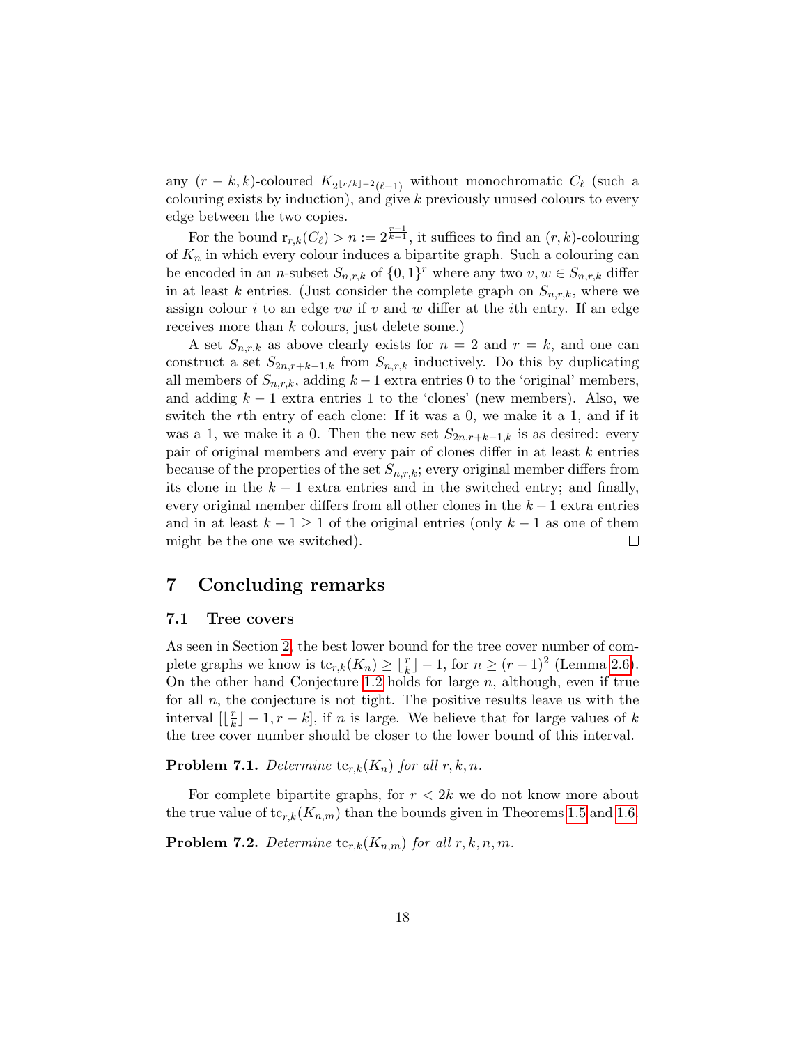any $(r-k,k)$-coloured $K_{2^{\lfloor r/k \rfloor -2}(\ell-1)}$ without monochromatic $C_\ell$ (such a colouring exists by induction), and give $k$ previously unused colours to every edge between the two copies.

For the bound $\mathrm{r}_{r,k}(C_\ell) > n := 2^{\frac{r-1}{k-1}}$, it suffices to find an $(r,k)$-colouring of $K_n$ in which every colour induces a bipartite graph. Such a colouring can be encoded in an $n$-subset $S_{n,r,k}$ of $\{0,1\}^r$ where any two $v, w \in S_{n,r,k}$ differ in at least $k$ entries. (Just consider the complete graph on $S_{n,r,k}$, where we assign colour $i$ to an edge $vw$ if $v$ and $w$ differ at the $i$th entry. If an edge receives more than $k$ colours, just delete some.)

A set $S_{n,r,k}$ as above clearly exists for $n = 2$ and $r = k$, and one can construct a set $S_{2n,r+k-1,k}$ from $S_{n,r,k}$ inductively. Do this by duplicating all members of $S_{n,r,k}$, adding $k-1$ extra entries 0 to the 'original' members, and adding $k-1$ extra entries 1 to the 'clones' (new members). Also, we switch the $r$th entry of each clone: If it was a 0, we make it a 1, and if it was a 1, we make it a 0. Then the new set $S_{2n,r+k-1,k}$ is as desired: every pair of original members and every pair of clones differ in at least $k$ entries because of the properties of the set $S_{n,r,k}$; every original member differs from its clone in the $k-1$ extra entries and in the switched entry; and finally, every original member differs from all other clones in the $k-1$ extra entries and in at least $k-1 \geq 1$ of the original entries (only $k-1$ as one of them might be the one we switched). □

# 7 Concluding remarks

## 7.1 Tree covers

As seen in Section 2, the best lower bound for the tree cover number of complete graphs we know is $\mathrm{tc}_{r,k}(K_n) \geq \lfloor \frac{r}{k} \rfloor - 1$, for $n \geq (r-1)^2$ (Lemma 2.6). On the other hand Conjecture 1.2 holds for large $n$, although, even if true for all $n$, the conjecture is not tight. The positive results leave us with the interval $[\lfloor \frac{r}{k} \rfloor - 1, r-k]$, if $n$ is large. We believe that for large values of $k$ the tree cover number should be closer to the lower bound of this interval.

**Problem 7.1.** *Determine* $\mathrm{tc}_{r,k}(K_n)$ *for all* $r, k, n$.

For complete bipartite graphs, for $r < 2k$ we do not know more about the true value of $\mathrm{tc}_{r,k}(K_{n,m})$ than the bounds given in Theorems 1.5 and 1.6.

**Problem 7.2.** *Determine* $\mathrm{tc}_{r,k}(K_{n,m})$ *for all* $r, k, n, m$.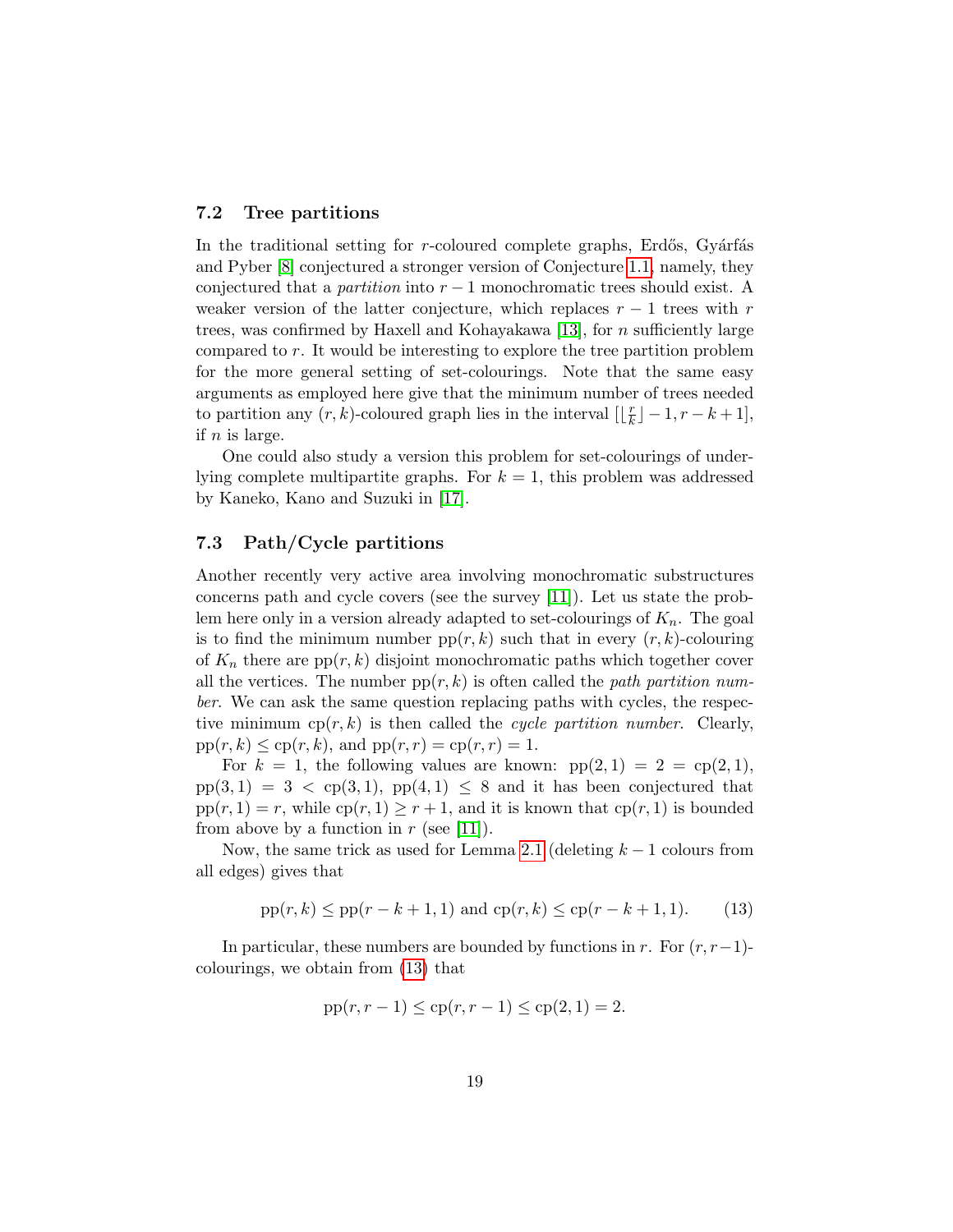### 7.2 Tree partitions

In the traditional setting for $r$-coloured complete graphs, Erdős, Gyárfás and Pyber [8] conjectured a stronger version of Conjecture 1.1, namely, they conjectured that a *partition* into $r-1$ monochromatic trees should exist. A weaker version of the latter conjecture, which replaces $r-1$ trees with $r$ trees, was confirmed by Haxell and Kohayakawa [13], for $n$ sufficiently large compared to $r$. It would be interesting to explore the tree partition problem for the more general setting of set-colourings. Note that the same easy arguments as employed here give that the minimum number of trees needed to partition any $(r,k)$-coloured graph lies in the interval $[\lfloor \frac{r}{k} \rfloor - 1, r-k+1]$, if $n$ is large.

One could also study a version this problem for set-colourings of underlying complete multipartite graphs. For $k=1$, this problem was addressed by Kaneko, Kano and Suzuki in [17].

### 7.3 Path/Cycle partitions

Another recently very active area involving monochromatic substructures concerns path and cycle covers (see the survey [11]). Let us state the problem here only in a version already adapted to set-colourings of $K_n$. The goal is to find the minimum number $\mathrm{pp}(r,k)$ such that in every $(r,k)$-colouring of $K_n$ there are $\mathrm{pp}(r,k)$ disjoint monochromatic paths which together cover all the vertices. The number $\mathrm{pp}(r,k)$ is often called the *path partition number*. We can ask the same question replacing paths with cycles, the respective minimum $\mathrm{cp}(r,k)$ is then called the *cycle partition number*. Clearly, $\mathrm{pp}(r,k) \leq \mathrm{cp}(r,k)$, and $\mathrm{pp}(r,r) = \mathrm{cp}(r,r) = 1$.

For $k=1$, the following values are known: $\mathrm{pp}(2,1) = 2 = \mathrm{cp}(2,1)$, $\mathrm{pp}(3,1) = 3 < \mathrm{cp}(3,1)$, $\mathrm{pp}(4,1) \leq 8$ and it has been conjectured that $\mathrm{pp}(r,1) = r$, while $\mathrm{cp}(r,1) \geq r+1$, and it is known that $\mathrm{cp}(r,1)$ is bounded from above by a function in $r$ (see [11]).

Now, the same trick as used for Lemma 2.1 (deleting $k-1$ colours from all edges) gives that

$$\mathrm{pp}(r,k) \leq \mathrm{pp}(r-k+1,1) \text{ and } \mathrm{cp}(r,k) \leq \mathrm{cp}(r-k+1,1). \tag{13}$$

In particular, these numbers are bounded by functions in $r$. For $(r,r-1)$-colourings, we obtain from (13) that

$$\mathrm{pp}(r,r-1) \leq \mathrm{cp}(r,r-1) \leq \mathrm{cp}(2,1) = 2.$$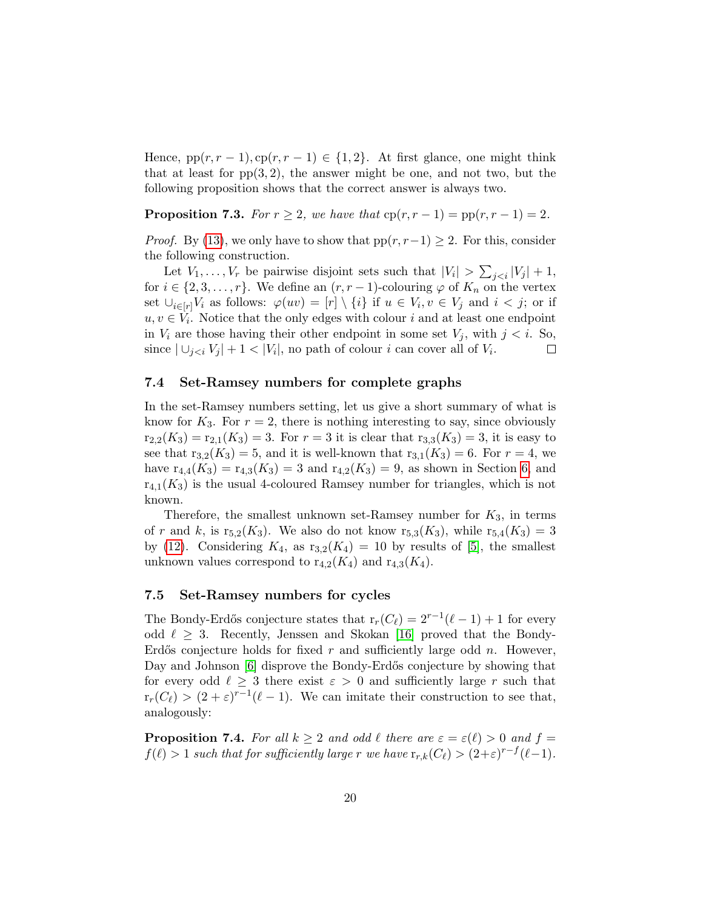Hence, $\mathrm{pp}(r, r-1), \mathrm{cp}(r, r-1) \in \{1, 2\}$. At first glance, one might think that at least for $\mathrm{pp}(3, 2)$, the answer might be one, and not two, but the following proposition shows that the correct answer is always two.

**Proposition 7.3.** *For $r \geq 2$, we have that $\mathrm{cp}(r, r-1) = \mathrm{pp}(r, r-1) = 2$.*

*Proof.* By (13), we only have to show that $\mathrm{pp}(r, r-1) \geq 2$. For this, consider the following construction.

Let $V_1, \ldots, V_r$ be pairwise disjoint sets such that $|V_i| > \sum_{j<i} |V_j| + 1$, for $i \in \{2, 3, \ldots, r\}$. We define an $(r, r-1)$-colouring $\varphi$ of $K_n$ on the vertex set $\cup_{i \in [r]} V_i$ as follows: $\varphi(uv) = [r] \setminus \{i\}$ if $u \in V_i, v \in V_j$ and $i < j$; or if $u, v \in V_i$. Notice that the only edges with colour $i$ and at least one endpoint in $V_i$ are those having their other endpoint in some set $V_j$, with $j < i$. So, since $|\cup_{j<i} V_j| + 1 < |V_i|$, no path of colour $i$ can cover all of $V_i$. □

### 7.4 Set-Ramsey numbers for complete graphs

In the set-Ramsey numbers setting, let us give a short summary of what is know for $K_3$. For $r = 2$, there is nothing interesting to say, since obviously $\mathrm{r}_{2,2}(K_3) = \mathrm{r}_{2,1}(K_3) = 3$. For $r = 3$ it is clear that $\mathrm{r}_{3,3}(K_3) = 3$, it is easy to see that $\mathrm{r}_{3,2}(K_3) = 5$, and it is well-known that $\mathrm{r}_{3,1}(K_3) = 6$. For $r = 4$, we have $\mathrm{r}_{4,4}(K_3) = \mathrm{r}_{4,3}(K_3) = 3$ and $\mathrm{r}_{4,2}(K_3) = 9$, as shown in Section 6, and $\mathrm{r}_{4,1}(K_3)$ is the usual 4-coloured Ramsey number for triangles, which is not known.

Therefore, the smallest unknown set-Ramsey number for $K_3$, in terms of $r$ and $k$, is $\mathrm{r}_{5,2}(K_3)$. We also do not know $\mathrm{r}_{5,3}(K_3)$, while $\mathrm{r}_{5,4}(K_3) = 3$ by (12). Considering $K_4$, as $\mathrm{r}_{3,2}(K_4) = 10$ by results of [5], the smallest unknown values correspond to $\mathrm{r}_{4,2}(K_4)$ and $\mathrm{r}_{4,3}(K_4)$.

### 7.5 Set-Ramsey numbers for cycles

The Bondy-Erdős conjecture states that $\mathrm{r}_r(C_\ell) = 2^{r-1}(\ell - 1) + 1$ for every odd $\ell \geq 3$. Recently, Jenssen and Skokan [16] proved that the Bondy-Erdős conjecture holds for fixed $r$ and sufficiently large odd $n$. However, Day and Johnson [6] disprove the Bondy-Erdős conjecture by showing that for every odd $\ell \geq 3$ there exist $\varepsilon > 0$ and sufficiently large $r$ such that $\mathrm{r}_r(C_\ell) > (2 + \varepsilon)^{r-1}(\ell - 1)$. We can imitate their construction to see that, analogously:

**Proposition 7.4.** *For all $k \geq 2$ and odd $\ell$ there are $\varepsilon = \varepsilon(\ell) > 0$ and $f = f(\ell) > 1$ such that for sufficiently large $r$ we have $\mathrm{r}_{r,k}(C_\ell) > (2+\varepsilon)^{r-f}(\ell-1)$.*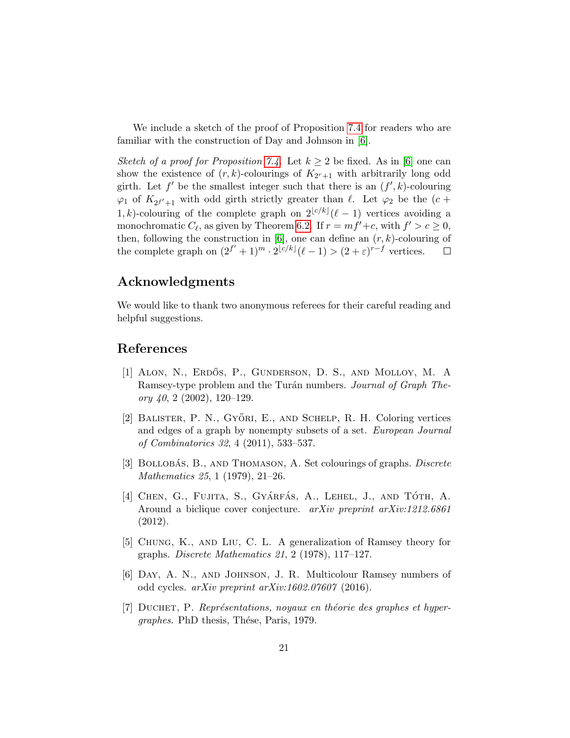We include a sketch of the proof of Proposition 7.4 for readers who are familiar with the construction of Day and Johnson in [6].

*Sketch of a proof for Proposition 7.4.* Let $k \geq 2$ be fixed. As in [6] one can show the existence of $(r, k)$-colourings of $K_{2^r+1}$ with arbitrarily long odd girth. Let $f'$ be the smallest integer such that there is an $(f', k)$-colouring $\varphi_1$ of $K_{2^{f'}+1}$ with odd girth strictly greater than $\ell$. Let $\varphi_2$ be the $(c+1, k)$-colouring of the complete graph on $2^{\lfloor c/k \rfloor}(\ell - 1)$ vertices avoiding a monochromatic $C_\ell$, as given by Theorem 6.2. If $r = mf' + c$, with $f' > c \geq 0$, then, following the construction in [6], one can define an $(r, k)$-colouring of the complete graph on $(2^{f'} + 1)^m \cdot 2^{\lfloor c/k \rfloor}(\ell - 1) > (2 + \varepsilon)^{r-f}$ vertices. $\square$

## Acknowledgments

We would like to thank two anonymous referees for their careful reading and helpful suggestions.

## References

[1] Alon, N., Erdős, P., Gunderson, D. S., and Molloy, M. A Ramsey-type problem and the Turán numbers. *Journal of Graph Theory 40*, 2 (2002), 120–129.

[2] Balister, P. N., Győri, E., and Schelp, R. H. Coloring vertices and edges of a graph by nonempty subsets of a set. *European Journal of Combinatorics 32*, 4 (2011), 533–537.

[3] Bollobás, B., and Thomason, A. Set colourings of graphs. *Discrete Mathematics 25*, 1 (1979), 21–26.

[4] Chen, G., Fujita, S., Gyárfás, A., Lehel, J., and Tóth, A. Around a biclique cover conjecture. *arXiv preprint arXiv:1212.6861* (2012).

[5] Chung, K., and Liu, C. L. A generalization of Ramsey theory for graphs. *Discrete Mathematics 21*, 2 (1978), 117–127.

[6] Day, A. N., and Johnson, J. R. Multicolour Ramsey numbers of odd cycles. *arXiv preprint arXiv:1602.07607* (2016).

[7] Duchet, P. *Représentations, noyaux en théorie des graphes et hypergraphes*. PhD thesis, Thése, Paris, 1979.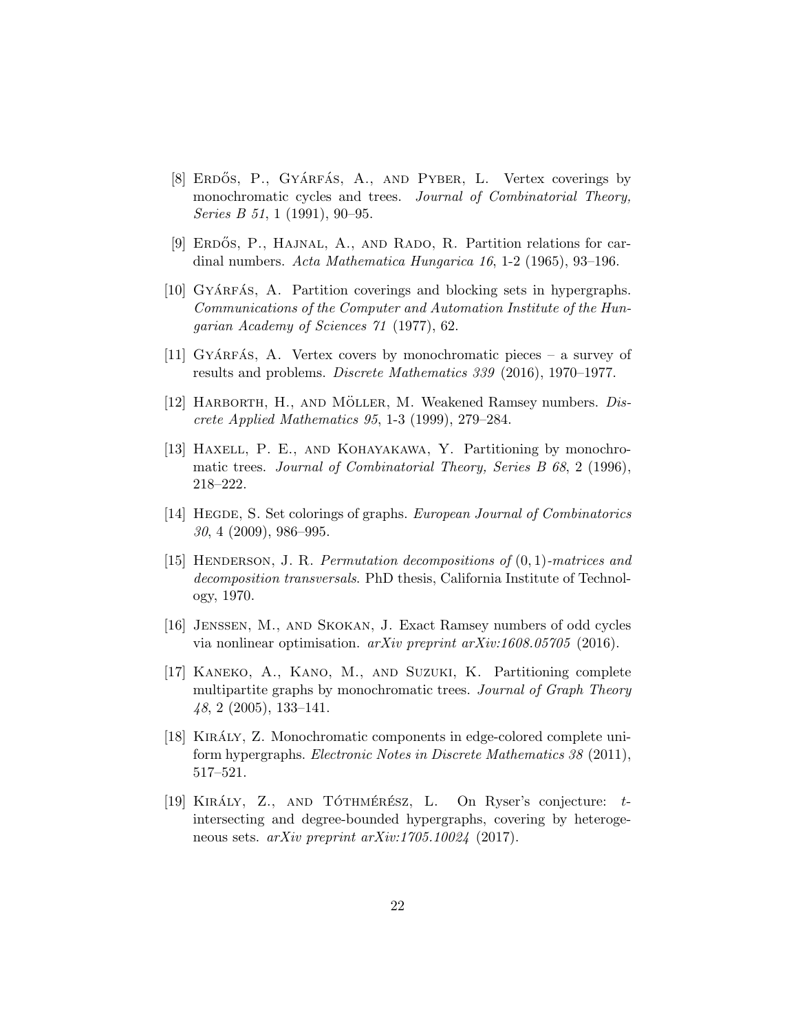[8] Erdős, P., Gyárfás, A., and Pyber, L. Vertex coverings by monochromatic cycles and trees. *Journal of Combinatorial Theory, Series B 51*, 1 (1991), 90–95.

[9] Erdős, P., Hajnal, A., and Rado, R. Partition relations for cardinal numbers. *Acta Mathematica Hungarica 16*, 1-2 (1965), 93–196.

[10] Gyárfás, A. Partition coverings and blocking sets in hypergraphs. *Communications of the Computer and Automation Institute of the Hungarian Academy of Sciences 71* (1977), 62.

[11] Gyárfás, A. Vertex covers by monochromatic pieces – a survey of results and problems. *Discrete Mathematics 339* (2016), 1970–1977.

[12] Harborth, H., and Möller, M. Weakened Ramsey numbers. *Discrete Applied Mathematics 95*, 1-3 (1999), 279–284.

[13] Haxell, P. E., and Kohayakawa, Y. Partitioning by monochromatic trees. *Journal of Combinatorial Theory, Series B 68*, 2 (1996), 218–222.

[14] Hegde, S. Set colorings of graphs. *European Journal of Combinatorics 30*, 4 (2009), 986–995.

[15] Henderson, J. R. *Permutation decompositions of $(0,1)$-matrices and decomposition transversals*. PhD thesis, California Institute of Technology, 1970.

[16] Jenssen, M., and Skokan, J. Exact Ramsey numbers of odd cycles via nonlinear optimisation. *arXiv preprint arXiv:1608.05705* (2016).

[17] Kaneko, A., Kano, M., and Suzuki, K. Partitioning complete multipartite graphs by monochromatic trees. *Journal of Graph Theory 48*, 2 (2005), 133–141.

[18] Király, Z. Monochromatic components in edge-colored complete uniform hypergraphs. *Electronic Notes in Discrete Mathematics 38* (2011), 517–521.

[19] Király, Z., and Tóthmérész, L. On Ryser's conjecture: $t$-intersecting and degree-bounded hypergraphs, covering by heterogeneous sets. *arXiv preprint arXiv:1705.10024* (2017).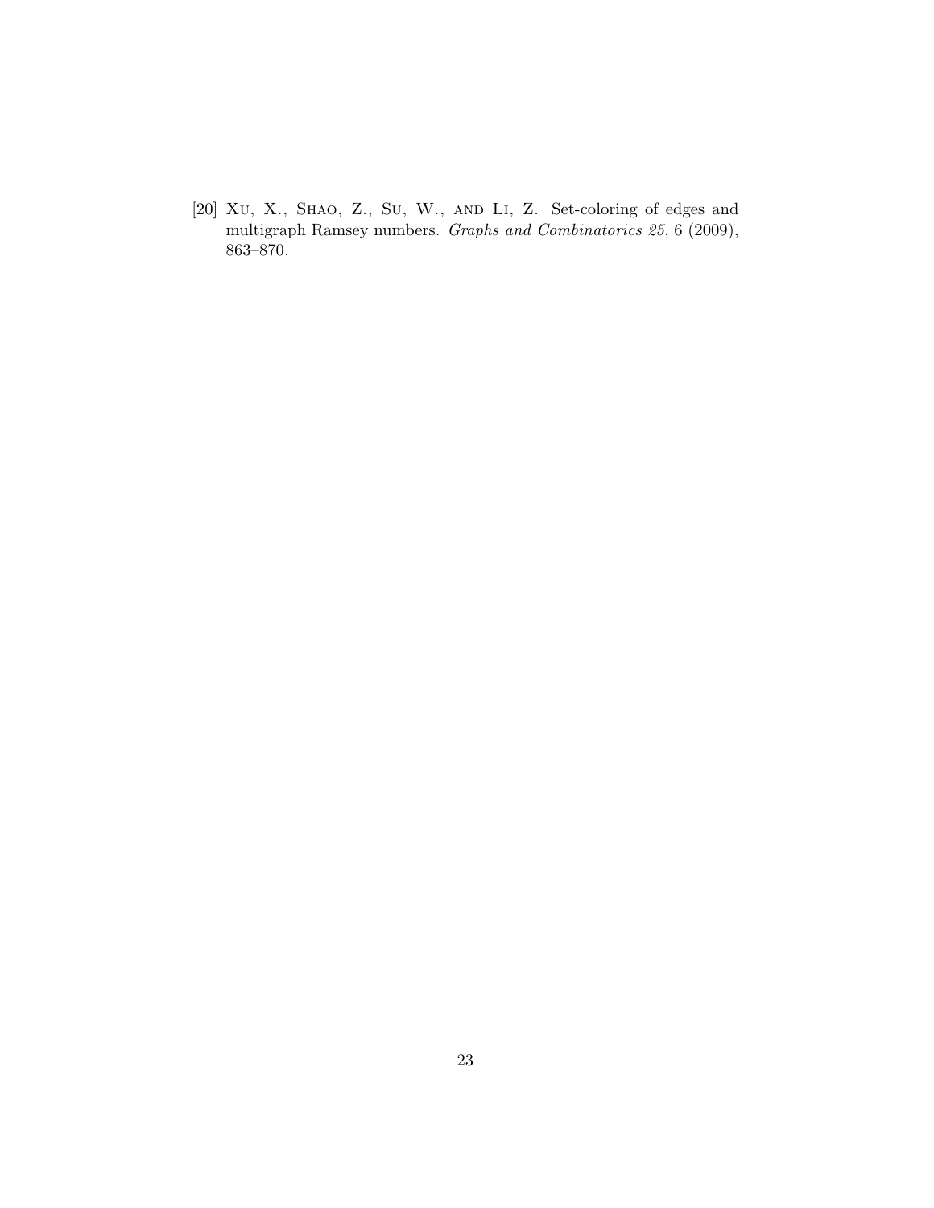[20] Xu, X., Shao, Z., Su, W., and Li, Z. Set-coloring of edges and multigraph Ramsey numbers. *Graphs and Combinatorics 25*, 6 (2009), 863–870.